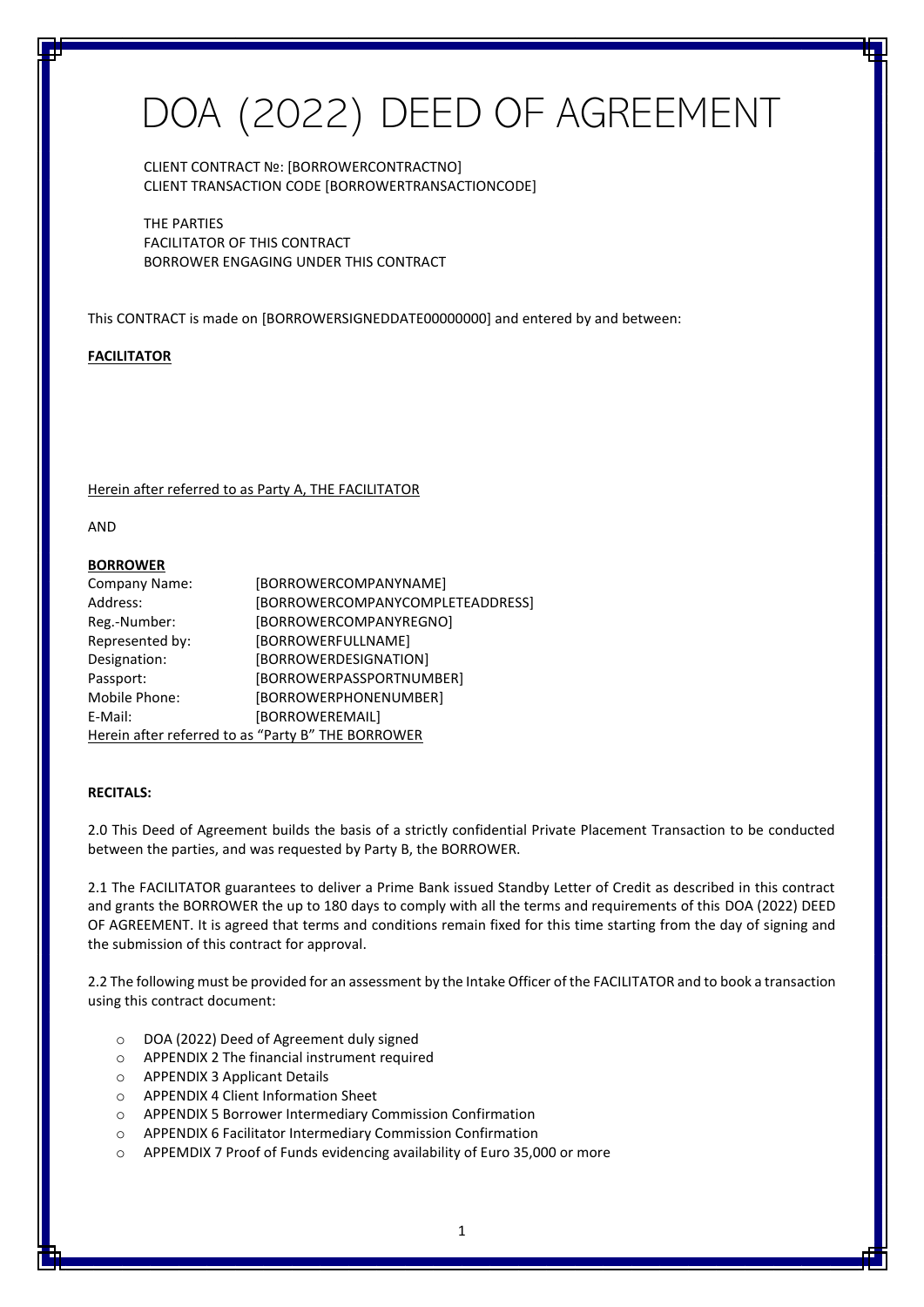# DOA (2022) DEED OF AGREEMENT

CLIENT CONTRACT №: [BORROWERCONTRACTNO]
CLIENT TRANSACTION CODE [BORROWERTRANSACTIONCODE]

THE PARTIES
FACILITATOR OF THIS CONTRACT
BORROWER ENGAGING UNDER THIS CONTRACT

This CONTRACT is made on [BORROWERSIGNEDDATE00000000] and entered by and between:

**FACILITATOR**

Herein after referred to as Party A, THE FACILITATOR

AND

**BORROWER**

| | |
|---|---|
| Company Name: | [BORROWERCOMPANYNAME] |
| Address: | [BORROWERCOMPANYCOMPLETEADDRESS] |
| Reg.-Number: | [BORROWERCOMPANYREGNO] |
| Represented by: | [BORROWERFULLNAME] |
| Designation: | [BORROWERDESIGNATION] |
| Passport: | [BORROWERPASSPORTNUMBER] |
| Mobile Phone: | [BORROWERPHONENUMBER] |
| E-Mail: | [BORROWEREMAIL] |

Herein after referred to as "Party B" THE BORROWER

**RECITALS:**

2.0 This Deed of Agreement builds the basis of a strictly confidential Private Placement Transaction to be conducted between the parties, and was requested by Party B, the BORROWER.

2.1 The FACILITATOR guarantees to deliver a Prime Bank issued Standby Letter of Credit as described in this contract and grants the BORROWER the up to 180 days to comply with all the terms and requirements of this DOA (2022) DEED OF AGREEMENT. It is agreed that terms and conditions remain fixed for this time starting from the day of signing and the submission of this contract for approval.

2.2 The following must be provided for an assessment by the Intake Officer of the FACILITATOR and to book a transaction using this contract document:

- DOA (2022) Deed of Agreement duly signed
- APPENDIX 2 The financial instrument required
- APPENDIX 3 Applicant Details
- APPENDIX 4 Client Information Sheet
- APPENDIX 5 Borrower Intermediary Commission Confirmation
- APPENDIX 6 Facilitator Intermediary Commission Confirmation
- APPEMDIX 7 Proof of Funds evidencing availability of Euro 35,000 or more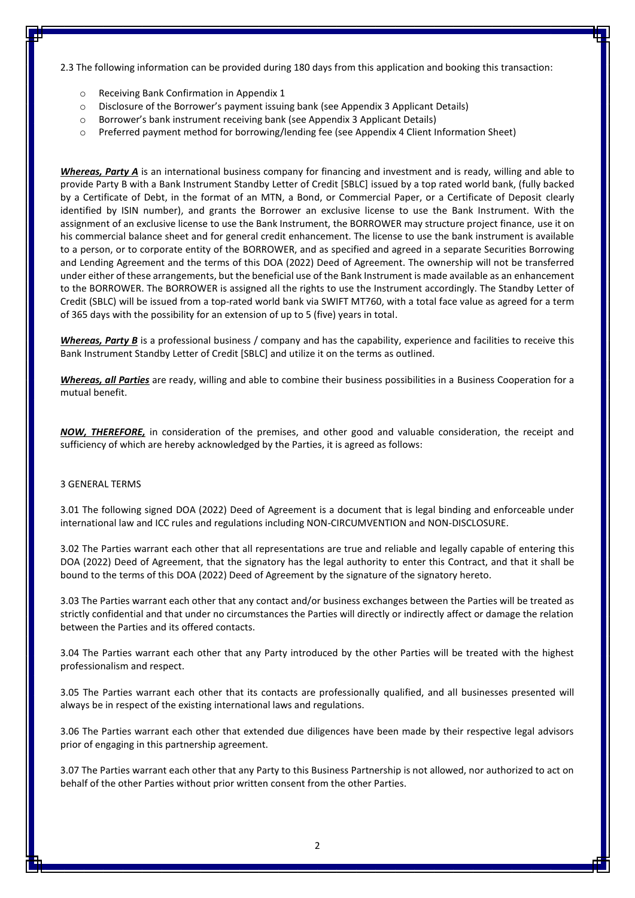2.3 The following information can be provided during 180 days from this application and booking this transaction:

- Receiving Bank Confirmation in Appendix 1
- Disclosure of the Borrower's payment issuing bank (see Appendix 3 Applicant Details)
- Borrower's bank instrument receiving bank (see Appendix 3 Applicant Details)
- Preferred payment method for borrowing/lending fee (see Appendix 4 Client Information Sheet)

***Whereas, Party A*** is an international business company for financing and investment and is ready, willing and able to provide Party B with a Bank Instrument Standby Letter of Credit [SBLC] issued by a top rated world bank, (fully backed by a Certificate of Debt, in the format of an MTN, a Bond, or Commercial Paper, or a Certificate of Deposit clearly identified by ISIN number), and grants the Borrower an exclusive license to use the Bank Instrument. With the assignment of an exclusive license to use the Bank Instrument, the BORROWER may structure project finance, use it on his commercial balance sheet and for general credit enhancement. The license to use the bank instrument is available to a person, or to corporate entity of the BORROWER, and as specified and agreed in a separate Securities Borrowing and Lending Agreement and the terms of this DOA (2022) Deed of Agreement. The ownership will not be transferred under either of these arrangements, but the beneficial use of the Bank Instrument is made available as an enhancement to the BORROWER. The BORROWER is assigned all the rights to use the Instrument accordingly. The Standby Letter of Credit (SBLC) will be issued from a top-rated world bank via SWIFT MT760, with a total face value as agreed for a term of 365 days with the possibility for an extension of up to 5 (five) years in total.

***Whereas, Party B*** is a professional business / company and has the capability, experience and facilities to receive this Bank Instrument Standby Letter of Credit [SBLC] and utilize it on the terms as outlined.

***Whereas, all Parties*** are ready, willing and able to combine their business possibilities in a Business Cooperation for a mutual benefit.

***NOW, THEREFORE,*** in consideration of the premises, and other good and valuable consideration, the receipt and sufficiency of which are hereby acknowledged by the Parties, it is agreed as follows:

3 GENERAL TERMS

3.01 The following signed DOA (2022) Deed of Agreement is a document that is legal binding and enforceable under international law and ICC rules and regulations including NON-CIRCUMVENTION and NON-DISCLOSURE.

3.02 The Parties warrant each other that all representations are true and reliable and legally capable of entering this DOA (2022) Deed of Agreement, that the signatory has the legal authority to enter this Contract, and that it shall be bound to the terms of this DOA (2022) Deed of Agreement by the signature of the signatory hereto.

3.03 The Parties warrant each other that any contact and/or business exchanges between the Parties will be treated as strictly confidential and that under no circumstances the Parties will directly or indirectly affect or damage the relation between the Parties and its offered contacts.

3.04 The Parties warrant each other that any Party introduced by the other Parties will be treated with the highest professionalism and respect.

3.05 The Parties warrant each other that its contacts are professionally qualified, and all businesses presented will always be in respect of the existing international laws and regulations.

3.06 The Parties warrant each other that extended due diligences have been made by their respective legal advisors prior of engaging in this partnership agreement.

3.07 The Parties warrant each other that any Party to this Business Partnership is not allowed, nor authorized to act on behalf of the other Parties without prior written consent from the other Parties.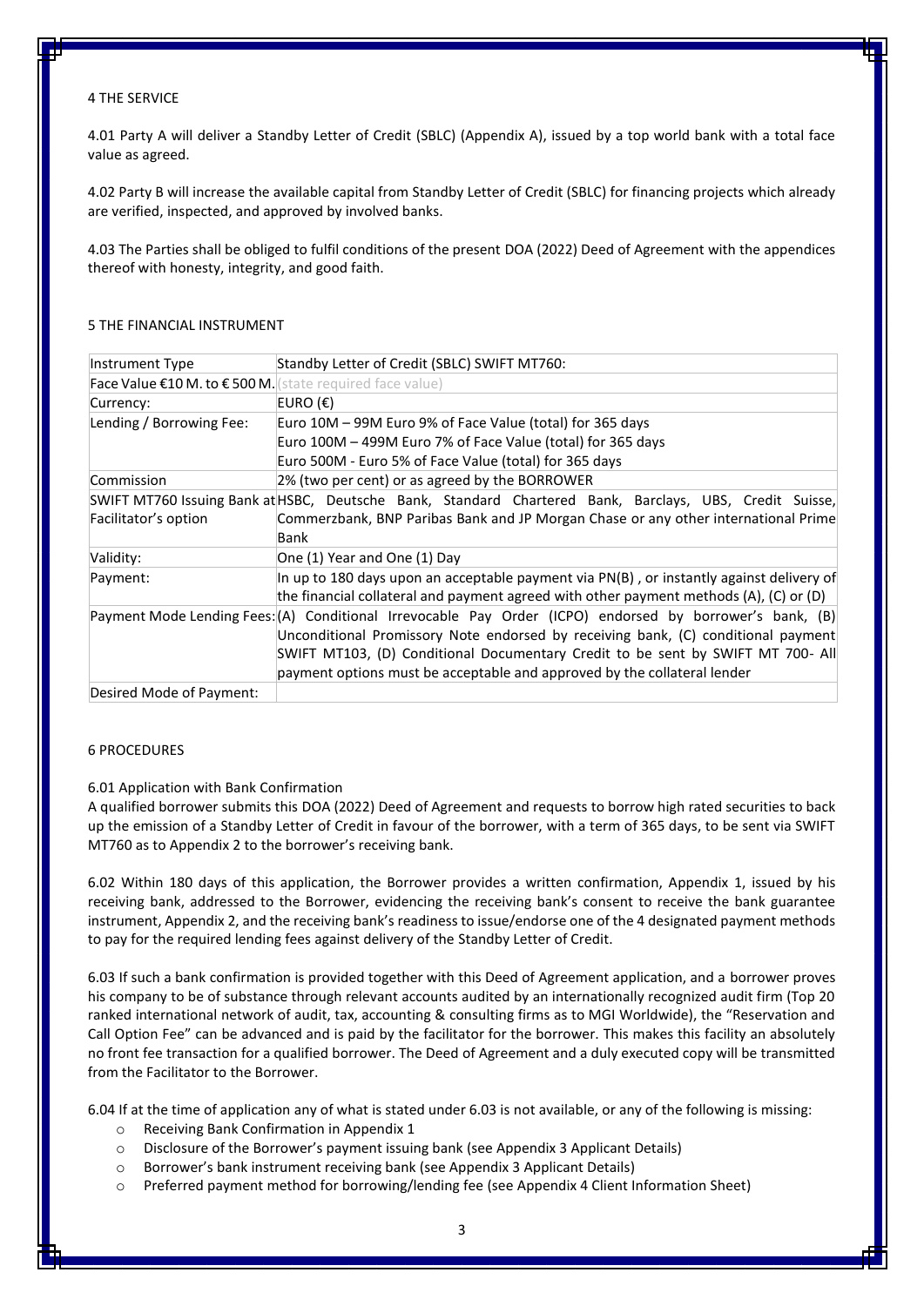## 4 THE SERVICE

4.01 Party A will deliver a Standby Letter of Credit (SBLC) (Appendix A), issued by a top world bank with a total face value as agreed.

4.02 Party B will increase the available capital from Standby Letter of Credit (SBLC) for financing projects which already are verified, inspected, and approved by involved banks.

4.03 The Parties shall be obliged to fulfil conditions of the present DOA (2022) Deed of Agreement with the appendices thereof with honesty, integrity, and good faith.

## 5 THE FINANCIAL INSTRUMENT

| Instrument Type | Standby Letter of Credit (SBLC) SWIFT MT760: |
|---|---|
| Face Value €10 M. to € 500 M. | (state required face value) |
| Currency: | EURO (€) |
| Lending / Borrowing Fee: | Euro 10M – 99M Euro 9% of Face Value (total) for 365 days<br>Euro 100M – 499M Euro 7% of Face Value (total) for 365 days<br>Euro 500M - Euro 5% of Face Value (total) for 365 days |
| Commission | 2% (two per cent) or as agreed by the BORROWER |
| SWIFT MT760 Issuing Bank at Facilitator's option | HSBC, Deutsche Bank, Standard Chartered Bank, Barclays, UBS, Credit Suisse, Commerzbank, BNP Paribas Bank and JP Morgan Chase or any other international Prime Bank |
| Validity: | One (1) Year and One (1) Day |
| Payment: | In up to 180 days upon an acceptable payment via PN(B) , or instantly against delivery of the financial collateral and payment agreed with other payment methods (A), (C) or (D) |
| Payment Mode Lending Fees: | (A) Conditional Irrevocable Pay Order (ICPO) endorsed by borrower's bank, (B) Unconditional Promissory Note endorsed by receiving bank, (C) conditional payment SWIFT MT103, (D) Conditional Documentary Credit to be sent by SWIFT MT 700- All payment options must be acceptable and approved by the collateral lender |
| Desired Mode of Payment: | |

## 6 PROCEDURES

6.01 Application with Bank Confirmation
A qualified borrower submits this DOA (2022) Deed of Agreement and requests to borrow high rated securities to back up the emission of a Standby Letter of Credit in favour of the borrower, with a term of 365 days, to be sent via SWIFT MT760 as to Appendix 2 to the borrower's receiving bank.

6.02 Within 180 days of this application, the Borrower provides a written confirmation, Appendix 1, issued by his receiving bank, addressed to the Borrower, evidencing the receiving bank's consent to receive the bank guarantee instrument, Appendix 2, and the receiving bank's readiness to issue/endorse one of the 4 designated payment methods to pay for the required lending fees against delivery of the Standby Letter of Credit.

6.03 If such a bank confirmation is provided together with this Deed of Agreement application, and a borrower proves his company to be of substance through relevant accounts audited by an internationally recognized audit firm (Top 20 ranked international network of audit, tax, accounting & consulting firms as to MGI Worldwide), the "Reservation and Call Option Fee" can be advanced and is paid by the facilitator for the borrower. This makes this facility an absolutely no front fee transaction for a qualified borrower. The Deed of Agreement and a duly executed copy will be transmitted from the Facilitator to the Borrower.

6.04 If at the time of application any of what is stated under 6.03 is not available, or any of the following is missing:

- Receiving Bank Confirmation in Appendix 1
- Disclosure of the Borrower's payment issuing bank (see Appendix 3 Applicant Details)
- Borrower's bank instrument receiving bank (see Appendix 3 Applicant Details)
- Preferred payment method for borrowing/lending fee (see Appendix 4 Client Information Sheet)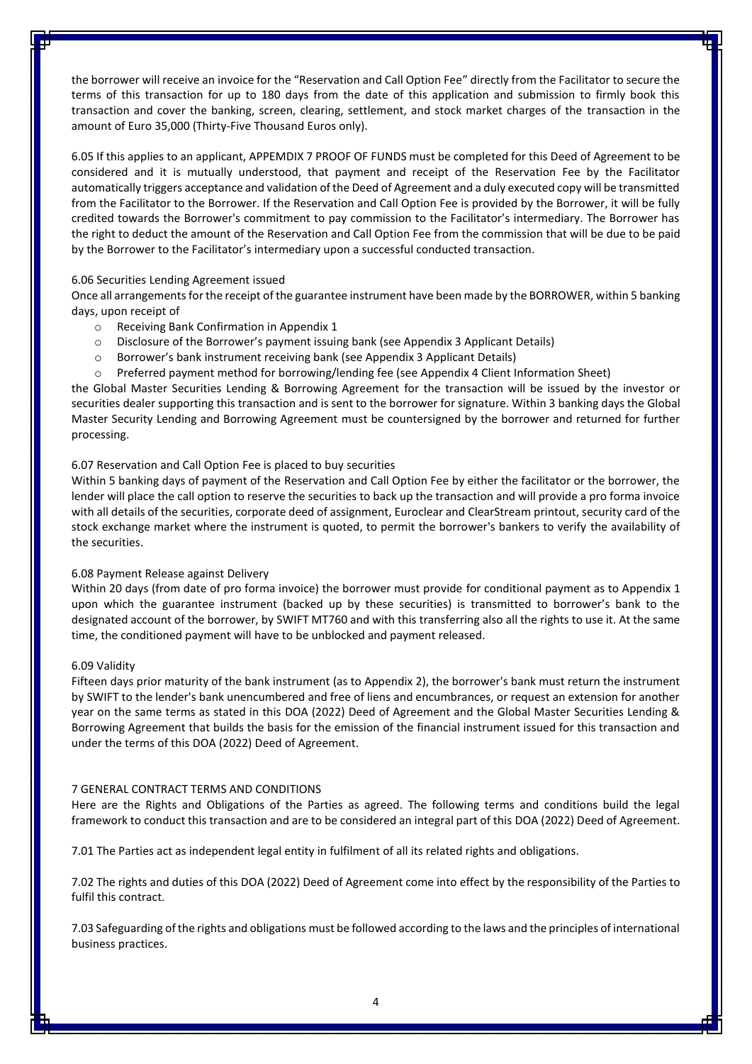the borrower will receive an invoice for the "Reservation and Call Option Fee" directly from the Facilitator to secure the terms of this transaction for up to 180 days from the date of this application and submission to firmly book this transaction and cover the banking, screen, clearing, settlement, and stock market charges of the transaction in the amount of Euro 35,000 (Thirty-Five Thousand Euros only).

6.05 If this applies to an applicant, APPEMDIX 7 PROOF OF FUNDS must be completed for this Deed of Agreement to be considered and it is mutually understood, that payment and receipt of the Reservation Fee by the Facilitator automatically triggers acceptance and validation of the Deed of Agreement and a duly executed copy will be transmitted from the Facilitator to the Borrower. If the Reservation and Call Option Fee is provided by the Borrower, it will be fully credited towards the Borrower's commitment to pay commission to the Facilitator's intermediary. The Borrower has the right to deduct the amount of the Reservation and Call Option Fee from the commission that will be due to be paid by the Borrower to the Facilitator's intermediary upon a successful conducted transaction.

6.06 Securities Lending Agreement issued

Once all arrangements for the receipt of the guarantee instrument have been made by the BORROWER, within 5 banking days, upon receipt of

- Receiving Bank Confirmation in Appendix 1
- Disclosure of the Borrower's payment issuing bank (see Appendix 3 Applicant Details)
- Borrower's bank instrument receiving bank (see Appendix 3 Applicant Details)
- Preferred payment method for borrowing/lending fee (see Appendix 4 Client Information Sheet)

the Global Master Securities Lending & Borrowing Agreement for the transaction will be issued by the investor or securities dealer supporting this transaction and is sent to the borrower for signature. Within 3 banking days the Global Master Security Lending and Borrowing Agreement must be countersigned by the borrower and returned for further processing.

6.07 Reservation and Call Option Fee is placed to buy securities

Within 5 banking days of payment of the Reservation and Call Option Fee by either the facilitator or the borrower, the lender will place the call option to reserve the securities to back up the transaction and will provide a pro forma invoice with all details of the securities, corporate deed of assignment, Euroclear and ClearStream printout, security card of the stock exchange market where the instrument is quoted, to permit the borrower's bankers to verify the availability of the securities.

6.08 Payment Release against Delivery

Within 20 days (from date of pro forma invoice) the borrower must provide for conditional payment as to Appendix 1 upon which the guarantee instrument (backed up by these securities) is transmitted to borrower's bank to the designated account of the borrower, by SWIFT MT760 and with this transferring also all the rights to use it. At the same time, the conditioned payment will have to be unblocked and payment released.

6.09 Validity

Fifteen days prior maturity of the bank instrument (as to Appendix 2), the borrower's bank must return the instrument by SWIFT to the lender's bank unencumbered and free of liens and encumbrances, or request an extension for another year on the same terms as stated in this DOA (2022) Deed of Agreement and the Global Master Securities Lending & Borrowing Agreement that builds the basis for the emission of the financial instrument issued for this transaction and under the terms of this DOA (2022) Deed of Agreement.

7 GENERAL CONTRACT TERMS AND CONDITIONS

Here are the Rights and Obligations of the Parties as agreed. The following terms and conditions build the legal framework to conduct this transaction and are to be considered an integral part of this DOA (2022) Deed of Agreement.

7.01 The Parties act as independent legal entity in fulfilment of all its related rights and obligations.

7.02 The rights and duties of this DOA (2022) Deed of Agreement come into effect by the responsibility of the Parties to fulfil this contract.

7.03 Safeguarding of the rights and obligations must be followed according to the laws and the principles of international business practices.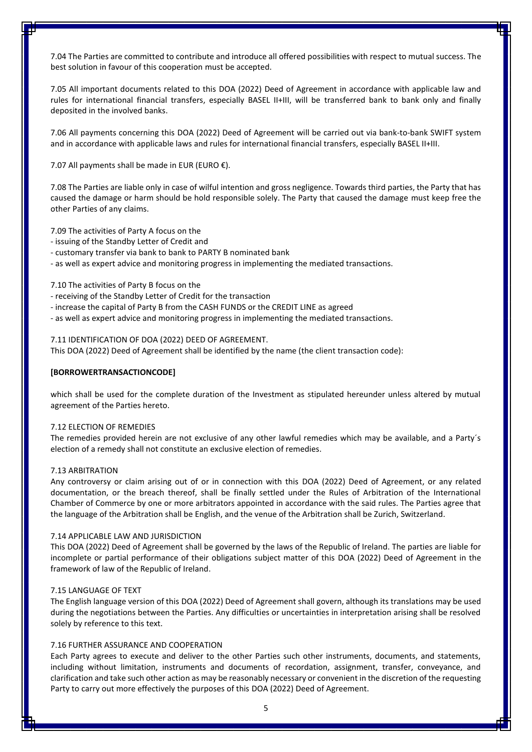7.04 The Parties are committed to contribute and introduce all offered possibilities with respect to mutual success. The best solution in favour of this cooperation must be accepted.

7.05 All important documents related to this DOA (2022) Deed of Agreement in accordance with applicable law and rules for international financial transfers, especially BASEL II+III, will be transferred bank to bank only and finally deposited in the involved banks.

7.06 All payments concerning this DOA (2022) Deed of Agreement will be carried out via bank-to-bank SWIFT system and in accordance with applicable laws and rules for international financial transfers, especially BASEL II+III.

7.07 All payments shall be made in EUR (EURO €).

7.08 The Parties are liable only in case of wilful intention and gross negligence. Towards third parties, the Party that has caused the damage or harm should be hold responsible solely. The Party that caused the damage must keep free the other Parties of any claims.

7.09 The activities of Party A focus on the

- issuing of the Standby Letter of Credit and
- customary transfer via bank to bank to PARTY B nominated bank
- as well as expert advice and monitoring progress in implementing the mediated transactions.

7.10 The activities of Party B focus on the

- receiving of the Standby Letter of Credit for the transaction
- increase the capital of Party B from the CASH FUNDS or the CREDIT LINE as agreed
- as well as expert advice and monitoring progress in implementing the mediated transactions.

7.11 IDENTIFICATION OF DOA (2022) DEED OF AGREEMENT.
This DOA (2022) Deed of Agreement shall be identified by the name (the client transaction code):

**[BORROWERTRANSACTIONCODE]**

which shall be used for the complete duration of the Investment as stipulated hereunder unless altered by mutual agreement of the Parties hereto.

7.12 ELECTION OF REMEDIES
The remedies provided herein are not exclusive of any other lawful remedies which may be available, and a Party´s election of a remedy shall not constitute an exclusive election of remedies.

7.13 ARBITRATION
Any controversy or claim arising out of or in connection with this DOA (2022) Deed of Agreement, or any related documentation, or the breach thereof, shall be finally settled under the Rules of Arbitration of the International Chamber of Commerce by one or more arbitrators appointed in accordance with the said rules. The Parties agree that the language of the Arbitration shall be English, and the venue of the Arbitration shall be Zurich, Switzerland.

7.14 APPLICABLE LAW AND JURISDICTION
This DOA (2022) Deed of Agreement shall be governed by the laws of the Republic of Ireland. The parties are liable for incomplete or partial performance of their obligations subject matter of this DOA (2022) Deed of Agreement in the framework of law of the Republic of Ireland.

7.15 LANGUAGE OF TEXT
The English language version of this DOA (2022) Deed of Agreement shall govern, although its translations may be used during the negotiations between the Parties. Any difficulties or uncertainties in interpretation arising shall be resolved solely by reference to this text.

7.16 FURTHER ASSURANCE AND COOPERATION
Each Party agrees to execute and deliver to the other Parties such other instruments, documents, and statements, including without limitation, instruments and documents of recordation, assignment, transfer, conveyance, and clarification and take such other action as may be reasonably necessary or convenient in the discretion of the requesting Party to carry out more effectively the purposes of this DOA (2022) Deed of Agreement.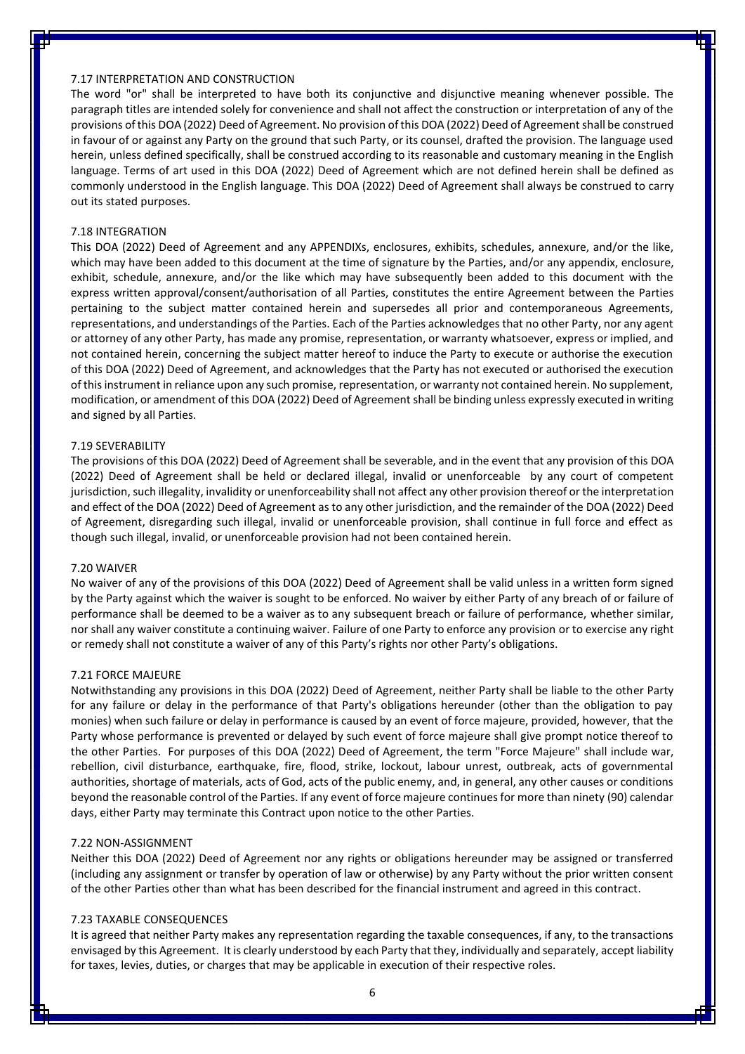### 7.17 INTERPRETATION AND CONSTRUCTION

The word "or" shall be interpreted to have both its conjunctive and disjunctive meaning whenever possible. The paragraph titles are intended solely for convenience and shall not affect the construction or interpretation of any of the provisions of this DOA (2022) Deed of Agreement. No provision of this DOA (2022) Deed of Agreement shall be construed in favour of or against any Party on the ground that such Party, or its counsel, drafted the provision. The language used herein, unless defined specifically, shall be construed according to its reasonable and customary meaning in the English language. Terms of art used in this DOA (2022) Deed of Agreement which are not defined herein shall be defined as commonly understood in the English language. This DOA (2022) Deed of Agreement shall always be construed to carry out its stated purposes.

### 7.18 INTEGRATION

This DOA (2022) Deed of Agreement and any APPENDIXs, enclosures, exhibits, schedules, annexure, and/or the like, which may have been added to this document at the time of signature by the Parties, and/or any appendix, enclosure, exhibit, schedule, annexure, and/or the like which may have subsequently been added to this document with the express written approval/consent/authorisation of all Parties, constitutes the entire Agreement between the Parties pertaining to the subject matter contained herein and supersedes all prior and contemporaneous Agreements, representations, and understandings of the Parties. Each of the Parties acknowledges that no other Party, nor any agent or attorney of any other Party, has made any promise, representation, or warranty whatsoever, express or implied, and not contained herein, concerning the subject matter hereof to induce the Party to execute or authorise the execution of this DOA (2022) Deed of Agreement, and acknowledges that the Party has not executed or authorised the execution of this instrument in reliance upon any such promise, representation, or warranty not contained herein. No supplement, modification, or amendment of this DOA (2022) Deed of Agreement shall be binding unless expressly executed in writing and signed by all Parties.

### 7.19 SEVERABILITY

The provisions of this DOA (2022) Deed of Agreement shall be severable, and in the event that any provision of this DOA (2022) Deed of Agreement shall be held or declared illegal, invalid or unenforceable by any court of competent jurisdiction, such illegality, invalidity or unenforceability shall not affect any other provision thereof or the interpretation and effect of the DOA (2022) Deed of Agreement as to any other jurisdiction, and the remainder of the DOA (2022) Deed of Agreement, disregarding such illegal, invalid or unenforceable provision, shall continue in full force and effect as though such illegal, invalid, or unenforceable provision had not been contained herein.

### 7.20 WAIVER

No waiver of any of the provisions of this DOA (2022) Deed of Agreement shall be valid unless in a written form signed by the Party against which the waiver is sought to be enforced. No waiver by either Party of any breach of or failure of performance shall be deemed to be a waiver as to any subsequent breach or failure of performance, whether similar, nor shall any waiver constitute a continuing waiver. Failure of one Party to enforce any provision or to exercise any right or remedy shall not constitute a waiver of any of this Party's rights nor other Party's obligations.

### 7.21 FORCE MAJEURE

Notwithstanding any provisions in this DOA (2022) Deed of Agreement, neither Party shall be liable to the other Party for any failure or delay in the performance of that Party's obligations hereunder (other than the obligation to pay monies) when such failure or delay in performance is caused by an event of force majeure, provided, however, that the Party whose performance is prevented or delayed by such event of force majeure shall give prompt notice thereof to the other Parties. For purposes of this DOA (2022) Deed of Agreement, the term "Force Majeure" shall include war, rebellion, civil disturbance, earthquake, fire, flood, strike, lockout, labour unrest, outbreak, acts of governmental authorities, shortage of materials, acts of God, acts of the public enemy, and, in general, any other causes or conditions beyond the reasonable control of the Parties. If any event of force majeure continues for more than ninety (90) calendar days, either Party may terminate this Contract upon notice to the other Parties.

### 7.22 NON-ASSIGNMENT

Neither this DOA (2022) Deed of Agreement nor any rights or obligations hereunder may be assigned or transferred (including any assignment or transfer by operation of law or otherwise) by any Party without the prior written consent of the other Parties other than what has been described for the financial instrument and agreed in this contract.

### 7.23 TAXABLE CONSEQUENCES

It is agreed that neither Party makes any representation regarding the taxable consequences, if any, to the transactions envisaged by this Agreement. It is clearly understood by each Party that they, individually and separately, accept liability for taxes, levies, duties, or charges that may be applicable in execution of their respective roles.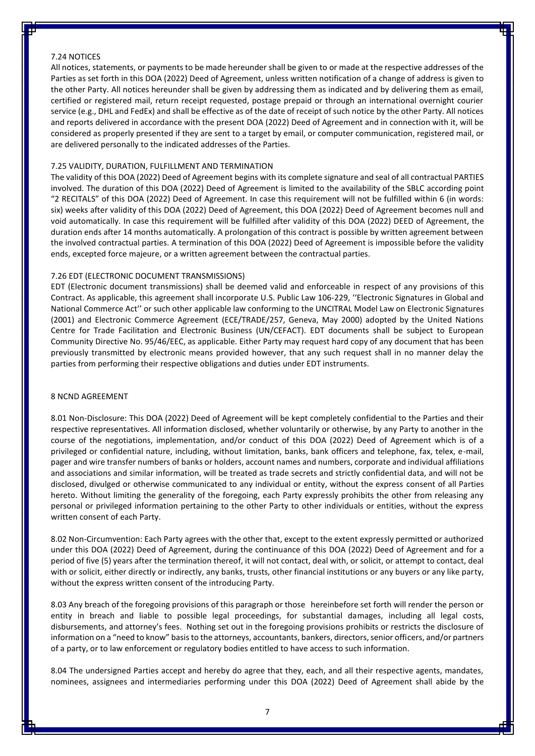7.24 NOTICES

All notices, statements, or payments to be made hereunder shall be given to or made at the respective addresses of the Parties as set forth in this DOA (2022) Deed of Agreement, unless written notification of a change of address is given to the other Party. All notices hereunder shall be given by addressing them as indicated and by delivering them as email, certified or registered mail, return receipt requested, postage prepaid or through an international overnight courier service (e.g., DHL and FedEx) and shall be effective as of the date of receipt of such notice by the other Party. All notices and reports delivered in accordance with the present DOA (2022) Deed of Agreement and in connection with it, will be considered as properly presented if they are sent to a target by email, or computer communication, registered mail, or are delivered personally to the indicated addresses of the Parties.

7.25 VALIDITY, DURATION, FULFILLMENT AND TERMINATION

The validity of this DOA (2022) Deed of Agreement begins with its complete signature and seal of all contractual PARTIES involved. The duration of this DOA (2022) Deed of Agreement is limited to the availability of the SBLC according point "2 RECITALS" of this DOA (2022) Deed of Agreement. In case this requirement will not be fulfilled within 6 (in words: six) weeks after validity of this DOA (2022) Deed of Agreement, this DOA (2022) Deed of Agreement becomes null and void automatically. In case this requirement will be fulfilled after validity of this DOA (2022) DEED of Agreement, the duration ends after 14 months automatically. A prolongation of this contract is possible by written agreement between the involved contractual parties. A termination of this DOA (2022) Deed of Agreement is impossible before the validity ends, excepted force majeure, or a written agreement between the contractual parties.

7.26 EDT (ELECTRONIC DOCUMENT TRANSMISSIONS)

EDT (Electronic document transmissions) shall be deemed valid and enforceable in respect of any provisions of this Contract. As applicable, this agreement shall incorporate U.S. Public Law 106-229, ''Electronic Signatures in Global and National Commerce Act'' or such other applicable law conforming to the UNCITRAL Model Law on Electronic Signatures (2001) and Electronic Commerce Agreement (ECE/TRADE/257, Geneva, May 2000) adopted by the United Nations Centre for Trade Facilitation and Electronic Business (UN/CEFACT). EDT documents shall be subject to European Community Directive No. 95/46/EEC, as applicable. Either Party may request hard copy of any document that has been previously transmitted by electronic means provided however, that any such request shall in no manner delay the parties from performing their respective obligations and duties under EDT instruments.

8 NCND AGREEMENT

8.01 Non-Disclosure: This DOA (2022) Deed of Agreement will be kept completely confidential to the Parties and their respective representatives. All information disclosed, whether voluntarily or otherwise, by any Party to another in the course of the negotiations, implementation, and/or conduct of this DOA (2022) Deed of Agreement which is of a privileged or confidential nature, including, without limitation, banks, bank officers and telephone, fax, telex, e-mail, pager and wire transfer numbers of banks or holders, account names and numbers, corporate and individual affiliations and associations and similar information, will be treated as trade secrets and strictly confidential data, and will not be disclosed, divulged or otherwise communicated to any individual or entity, without the express consent of all Parties hereto. Without limiting the generality of the foregoing, each Party expressly prohibits the other from releasing any personal or privileged information pertaining to the other Party to other individuals or entities, without the express written consent of each Party.

8.02 Non-Circumvention: Each Party agrees with the other that, except to the extent expressly permitted or authorized under this DOA (2022) Deed of Agreement, during the continuance of this DOA (2022) Deed of Agreement and for a period of five (5) years after the termination thereof, it will not contact, deal with, or solicit, or attempt to contact, deal with or solicit, either directly or indirectly, any banks, trusts, other financial institutions or any buyers or any like party, without the express written consent of the introducing Party.

8.03 Any breach of the foregoing provisions of this paragraph or those hereinbefore set forth will render the person or entity in breach and liable to possible legal proceedings, for substantial damages, including all legal costs, disbursements, and attorney's fees. Nothing set out in the foregoing provisions prohibits or restricts the disclosure of information on a "need to know" basis to the attorneys, accountants, bankers, directors, senior officers, and/or partners of a party, or to law enforcement or regulatory bodies entitled to have access to such information.

8.04 The undersigned Parties accept and hereby do agree that they, each, and all their respective agents, mandates, nominees, assignees and intermediaries performing under this DOA (2022) Deed of Agreement shall abide by the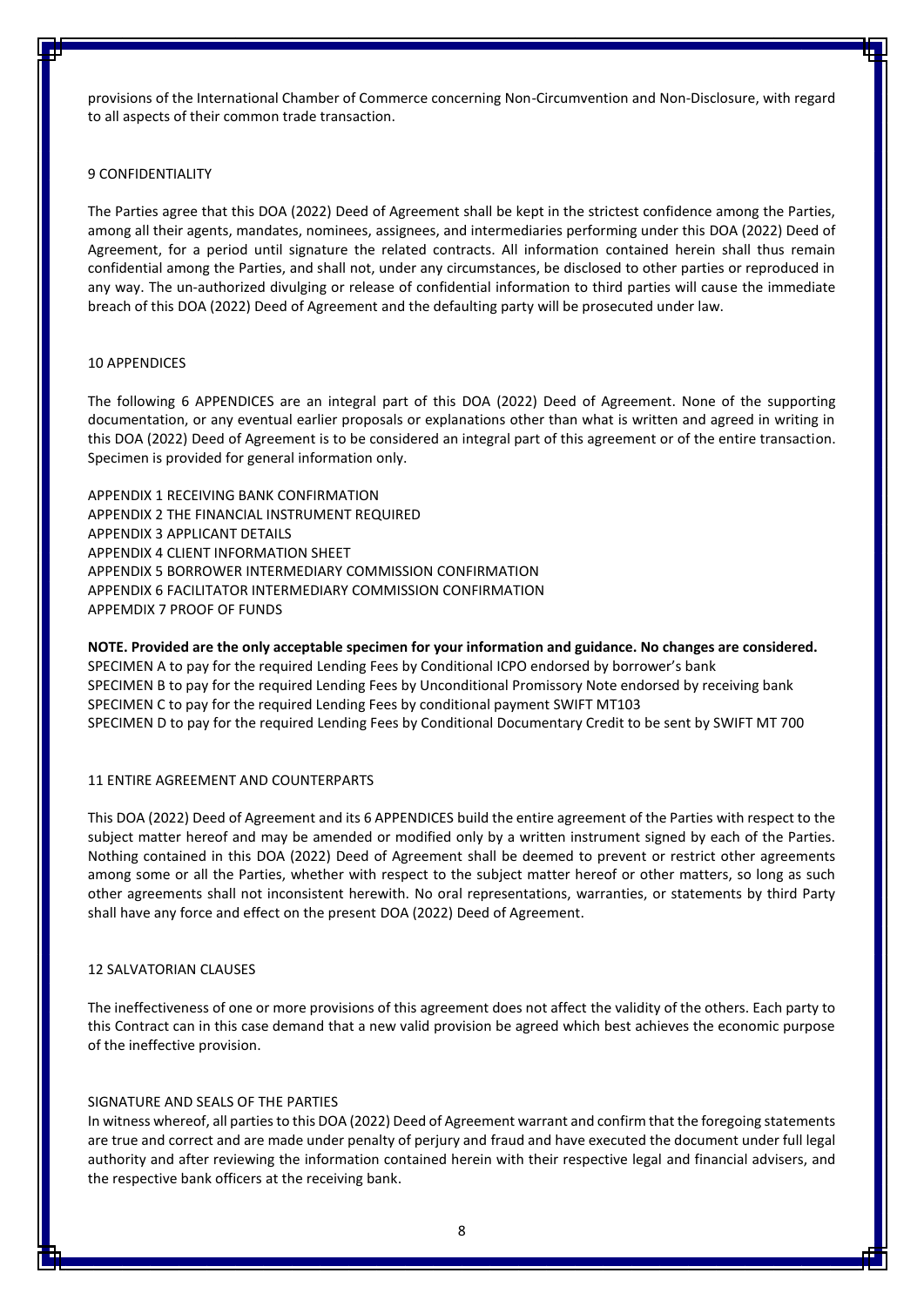provisions of the International Chamber of Commerce concerning Non-Circumvention and Non-Disclosure, with regard to all aspects of their common trade transaction.

## 9 CONFIDENTIALITY

The Parties agree that this DOA (2022) Deed of Agreement shall be kept in the strictest confidence among the Parties, among all their agents, mandates, nominees, assignees, and intermediaries performing under this DOA (2022) Deed of Agreement, for a period until signature the related contracts. All information contained herein shall thus remain confidential among the Parties, and shall not, under any circumstances, be disclosed to other parties or reproduced in any way. The un-authorized divulging or release of confidential information to third parties will cause the immediate breach of this DOA (2022) Deed of Agreement and the defaulting party will be prosecuted under law.

## 10 APPENDICES

The following 6 APPENDICES are an integral part of this DOA (2022) Deed of Agreement. None of the supporting documentation, or any eventual earlier proposals or explanations other than what is written and agreed in writing in this DOA (2022) Deed of Agreement is to be considered an integral part of this agreement or of the entire transaction. Specimen is provided for general information only.

APPENDIX 1 RECEIVING BANK CONFIRMATION
APPENDIX 2 THE FINANCIAL INSTRUMENT REQUIRED
APPENDIX 3 APPLICANT DETAILS
APPENDIX 4 CLIENT INFORMATION SHEET
APPENDIX 5 BORROWER INTERMEDIARY COMMISSION CONFIRMATION
APPENDIX 6 FACILITATOR INTERMEDIARY COMMISSION CONFIRMATION
APPEMDIX 7 PROOF OF FUNDS

**NOTE. Provided are the only acceptable specimen for your information and guidance. No changes are considered.**
SPECIMEN A to pay for the required Lending Fees by Conditional ICPO endorsed by borrower's bank
SPECIMEN B to pay for the required Lending Fees by Unconditional Promissory Note endorsed by receiving bank
SPECIMEN C to pay for the required Lending Fees by conditional payment SWIFT MT103
SPECIMEN D to pay for the required Lending Fees by Conditional Documentary Credit to be sent by SWIFT MT 700

## 11 ENTIRE AGREEMENT AND COUNTERPARTS

This DOA (2022) Deed of Agreement and its 6 APPENDICES build the entire agreement of the Parties with respect to the subject matter hereof and may be amended or modified only by a written instrument signed by each of the Parties. Nothing contained in this DOA (2022) Deed of Agreement shall be deemed to prevent or restrict other agreements among some or all the Parties, whether with respect to the subject matter hereof or other matters, so long as such other agreements shall not inconsistent herewith. No oral representations, warranties, or statements by third Party shall have any force and effect on the present DOA (2022) Deed of Agreement.

## 12 SALVATORIAN CLAUSES

The ineffectiveness of one or more provisions of this agreement does not affect the validity of the others. Each party to this Contract can in this case demand that a new valid provision be agreed which best achieves the economic purpose of the ineffective provision.

## SIGNATURE AND SEALS OF THE PARTIES

In witness whereof, all parties to this DOA (2022) Deed of Agreement warrant and confirm that the foregoing statements are true and correct and are made under penalty of perjury and fraud and have executed the document under full legal authority and after reviewing the information contained herein with their respective legal and financial advisers, and the respective bank officers at the receiving bank.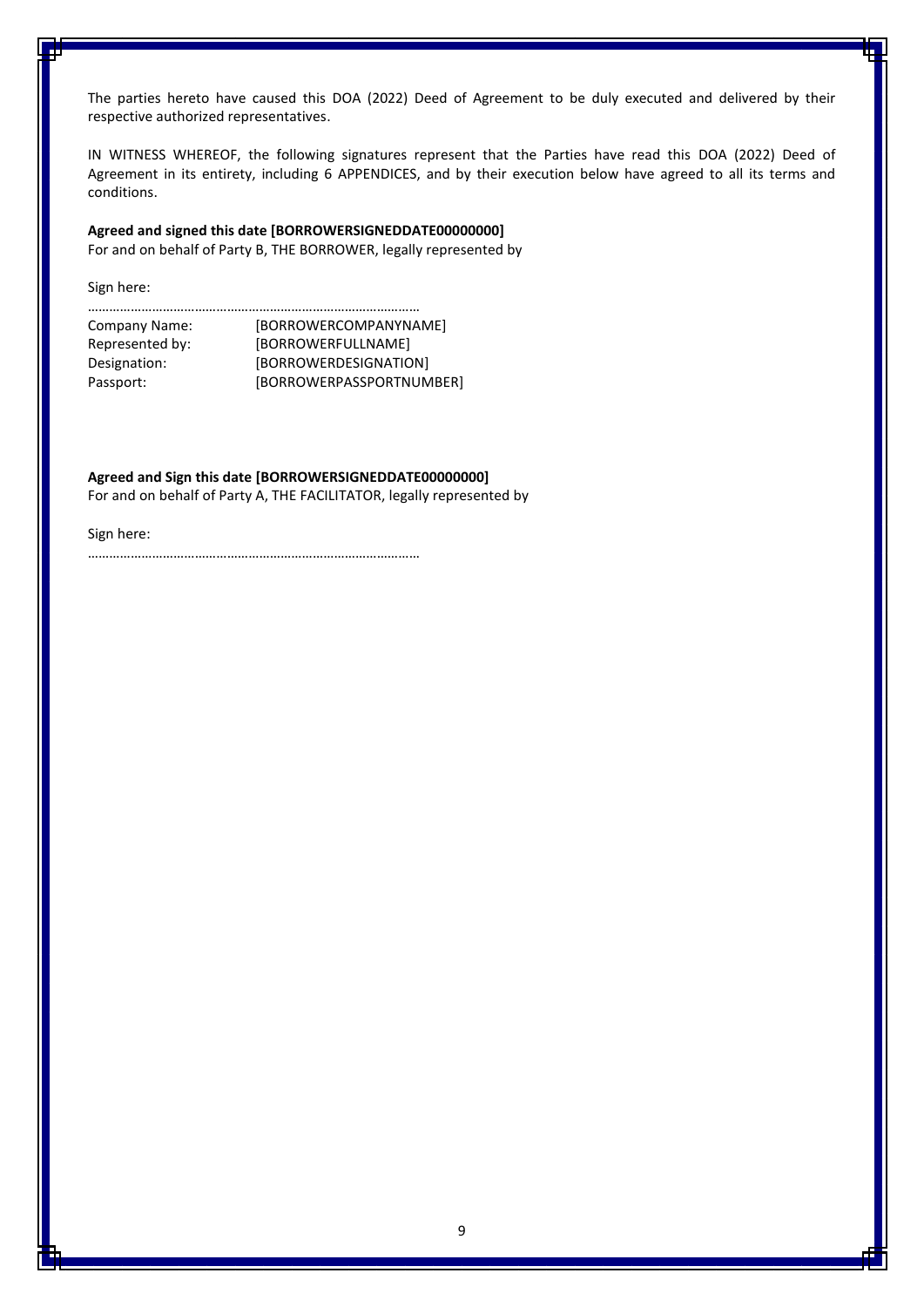The parties hereto have caused this DOA (2022) Deed of Agreement to be duly executed and delivered by their respective authorized representatives.

IN WITNESS WHEREOF, the following signatures represent that the Parties have read this DOA (2022) Deed of Agreement in its entirety, including 6 APPENDICES, and by their execution below have agreed to all its terms and conditions.

**Agreed and signed this date [BORROWERSIGNEDDATE00000000]**
For and on behalf of Party B, THE BORROWER, legally represented by

Sign here:

…………………………………………………………………………………

Company Name: [BORROWERCOMPANYNAME]
Represented by: [BORROWERFULLNAME]
Designation: [BORROWERDESIGNATION]
Passport: [BORROWERPASSPORTNUMBER]

**Agreed and Sign this date [BORROWERSIGNEDDATE00000000]**
For and on behalf of Party A, THE FACILITATOR, legally represented by

Sign here:

…………………………………………………………………………………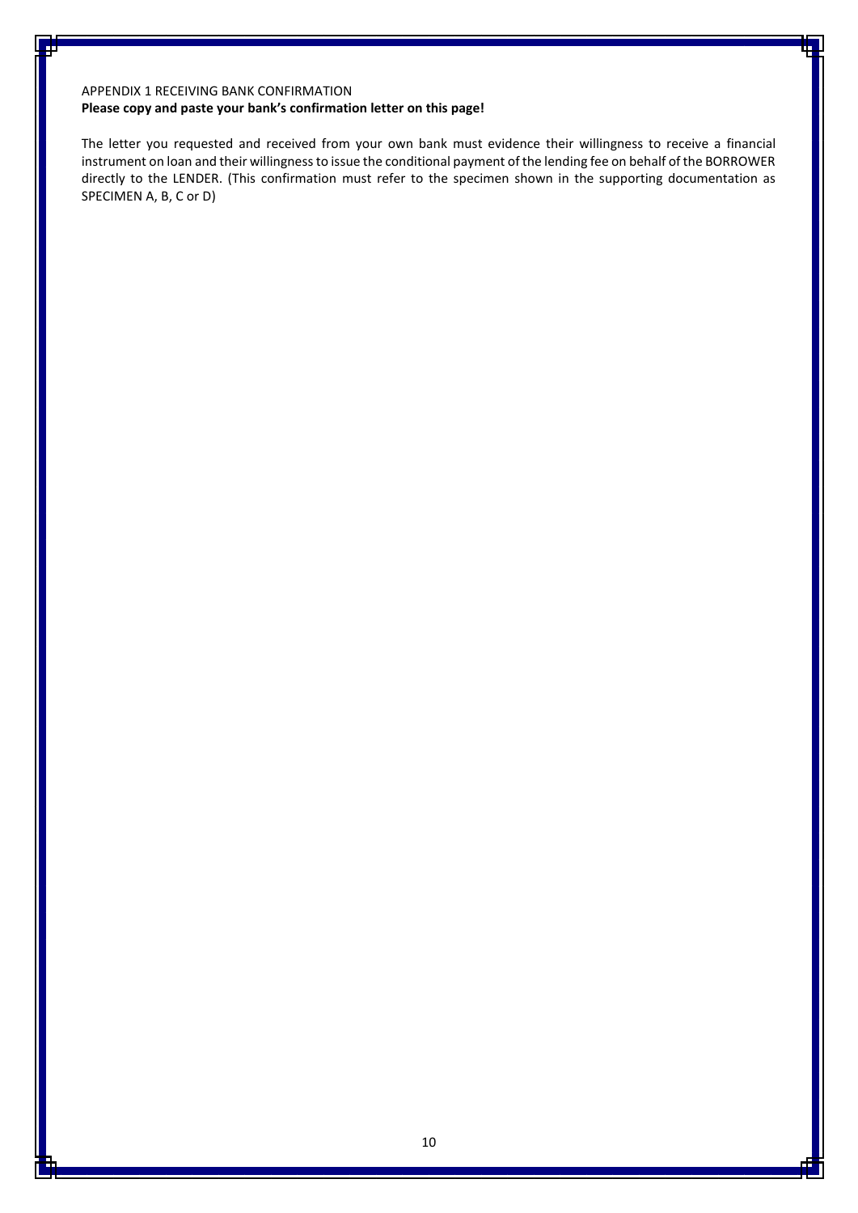APPENDIX 1 RECEIVING BANK CONFIRMATION

**Please copy and paste your bank's confirmation letter on this page!**

The letter you requested and received from your own bank must evidence their willingness to receive a financial instrument on loan and their willingness to issue the conditional payment of the lending fee on behalf of the BORROWER directly to the LENDER. (This confirmation must refer to the specimen shown in the supporting documentation as SPECIMEN A, B, C or D)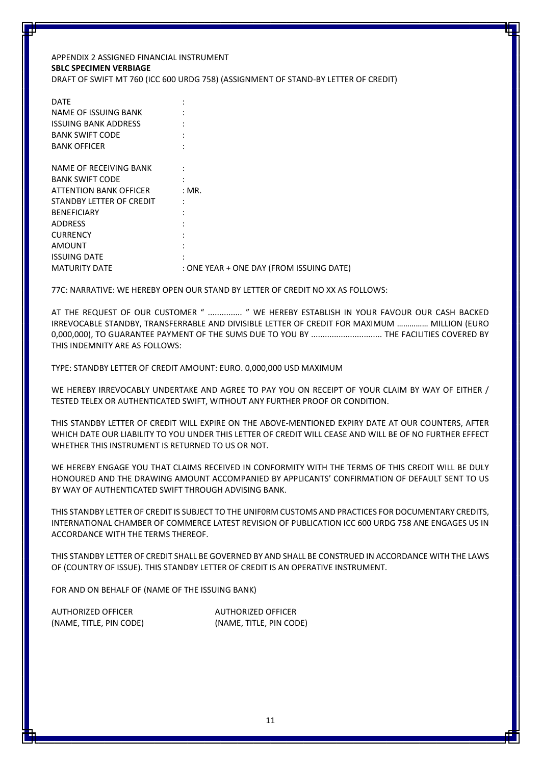APPENDIX 2 ASSIGNED FINANCIAL INSTRUMENT

**SBLC SPECIMEN VERBIAGE**

DRAFT OF SWIFT MT 760 (ICC 600 URDG 758) (ASSIGNMENT OF STAND-BY LETTER OF CREDIT)

DATE :
NAME OF ISSUING BANK :
ISSUING BANK ADDRESS :
BANK SWIFT CODE :
BANK OFFICER :

NAME OF RECEIVING BANK :
BANK SWIFT CODE :
ATTENTION BANK OFFICER : MR.
STANDBY LETTER OF CREDIT :
BENEFICIARY :
ADDRESS :
CURRENCY :
AMOUNT :
ISSUING DATE :
MATURITY DATE : ONE YEAR + ONE DAY (FROM ISSUING DATE)

77C: NARRATIVE: WE HEREBY OPEN OUR STAND BY LETTER OF CREDIT NO XX AS FOLLOWS:

AT THE REQUEST OF OUR CUSTOMER " ............... " WE HEREBY ESTABLISH IN YOUR FAVOUR OUR CASH BACKED IRREVOCABLE STANDBY, TRANSFERRABLE AND DIVISIBLE LETTER OF CREDIT FOR MAXIMUM …………… MILLION (EURO 0,000,000), TO GUARANTEE PAYMENT OF THE SUMS DUE TO YOU BY ............................... THE FACILITIES COVERED BY THIS INDEMNITY ARE AS FOLLOWS:

TYPE: STANDBY LETTER OF CREDIT AMOUNT: EURO. 0,000,000 USD MAXIMUM

WE HEREBY IRREVOCABLY UNDERTAKE AND AGREE TO PAY YOU ON RECEIPT OF YOUR CLAIM BY WAY OF EITHER / TESTED TELEX OR AUTHENTICATED SWIFT, WITHOUT ANY FURTHER PROOF OR CONDITION.

THIS STANDBY LETTER OF CREDIT WILL EXPIRE ON THE ABOVE-MENTIONED EXPIRY DATE AT OUR COUNTERS, AFTER WHICH DATE OUR LIABILITY TO YOU UNDER THIS LETTER OF CREDIT WILL CEASE AND WILL BE OF NO FURTHER EFFECT WHETHER THIS INSTRUMENT IS RETURNED TO US OR NOT.

WE HEREBY ENGAGE YOU THAT CLAIMS RECEIVED IN CONFORMITY WITH THE TERMS OF THIS CREDIT WILL BE DULY HONOURED AND THE DRAWING AMOUNT ACCOMPANIED BY APPLICANTS' CONFIRMATION OF DEFAULT SENT TO US BY WAY OF AUTHENTICATED SWIFT THROUGH ADVISING BANK.

THIS STANDBY LETTER OF CREDIT IS SUBJECT TO THE UNIF0RM CUSTOMS AND PRACTICES FOR DOCUMENTARY CREDITS, INTERNATIONAL CHAMBER OF COMMERCE LATEST REVISION OF PUBLICATION ICC 600 URDG 758 ANE ENGAGES US IN ACCORDANCE WITH THE TERMS THEREOF.

THIS STANDBY LETTER OF CREDIT SHALL BE GOVERNED BY AND SHALL BE CONSTRUED IN ACCORDANCE WITH THE LAWS OF (COUNTRY OF ISSUE). THIS STANDBY LETTER OF CREDIT IS AN OPERATIVE INSTRUMENT.

FOR AND ON BEHALF OF (NAME OF THE ISSUING BANK)

AUTHORIZED OFFICER (NAME, TITLE, PIN CODE)

AUTHORIZED OFFICER (NAME, TITLE, PIN CODE)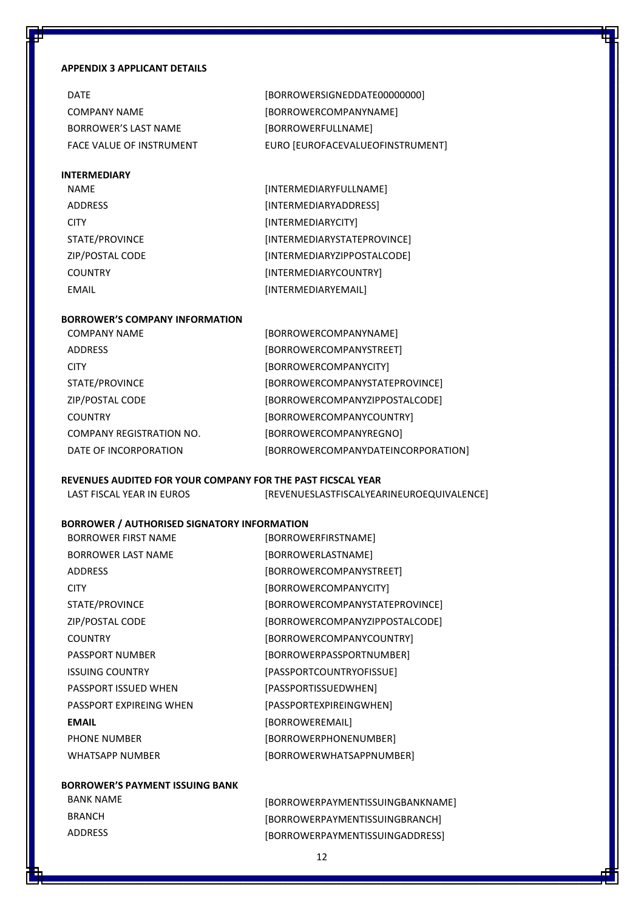**APPENDIX 3 APPLICANT DETAILS**

| | |
|---|---|
| DATE | [BORROWERSIGNEDDATE00000000] |
| COMPANY NAME | [BORROWERCOMPANYNAME] |
| BORROWER'S LAST NAME | [BORROWERFULLNAME] |
| FACE VALUE OF INSTRUMENT | EURO [EUROFACEVALUEOFINSTRUMENT] |

**INTERMEDIARY**

| | |
|---|---|
| NAME | [INTERMEDIARYFULLNAME] |
| ADDRESS | [INTERMEDIARYADDRESS] |
| CITY | [INTERMEDIARYCITY] |
| STATE/PROVINCE | [INTERMEDIARYSTATEPROVINCE] |
| ZIP/POSTAL CODE | [INTERMEDIARYZIPPOSTALCODE] |
| COUNTRY | [INTERMEDIARYCOUNTRY] |
| EMAIL | [INTERMEDIARYEMAIL] |

**BORROWER'S COMPANY INFORMATION**

| | |
|---|---|
| COMPANY NAME | [BORROWERCOMPANYNAME] |
| ADDRESS | [BORROWERCOMPANYSTREET] |
| CITY | [BORROWERCOMPANYCITY] |
| STATE/PROVINCE | [BORROWERCOMPANYSTATEPROVINCE] |
| ZIP/POSTAL CODE | [BORROWERCOMPANYZIPPOSTALCODE] |
| COUNTRY | [BORROWERCOMPANYCOUNTRY] |
| COMPANY REGISTRATION NO. | [BORROWERCOMPANYREGNO] |
| DATE OF INCORPORATION | [BORROWERCOMPANYDATEINCORPORATION] |

**REVENUES AUDITED FOR YOUR COMPANY FOR THE PAST FICSCAL YEAR**

| | |
|---|---|
| LAST FISCAL YEAR IN EUROS | [REVENUESLASTFISCALYEARINEUROEQUIVALENCE] |

**BORROWER / AUTHORISED SIGNATORY INFORMATION**

| | |
|---|---|
| BORROWER FIRST NAME | [BORROWERFIRSTNAME] |
| BORROWER LAST NAME | [BORROWERLASTNAME] |
| ADDRESS | [BORROWERCOMPANYSTREET] |
| CITY | [BORROWERCOMPANYCITY] |
| STATE/PROVINCE | [BORROWERCOMPANYSTATEPROVINCE] |
| ZIP/POSTAL CODE | [BORROWERCOMPANYZIPPOSTALCODE] |
| COUNTRY | [BORROWERCOMPANYCOUNTRY] |
| PASSPORT NUMBER | [BORROWERPASSPORTNUMBER] |
| ISSUING COUNTRY | [PASSPORTCOUNTRYOFISSUE] |
| PASSPORT ISSUED WHEN | [PASSPORTISSUEDWHEN] |
| PASSPORT EXPIREING WHEN | [PASSPORTEXPIREINGWHEN] |
| **EMAIL** | [BORROWEREMAIL] |
| PHONE NUMBER | [BORROWERPHONENUMBER] |
| WHATSAPP NUMBER | [BORROWERWHATSAPPNUMBER] |

**BORROWER'S PAYMENT ISSUING BANK**

| | |
|---|---|
| BANK NAME | [BORROWERPAYMENTISSUINGBANKNAME] |
| BRANCH | [BORROWERPAYMENTISSUINGBRANCH] |
| ADDRESS | [BORROWERPAYMENTISSUINGADDRESS] |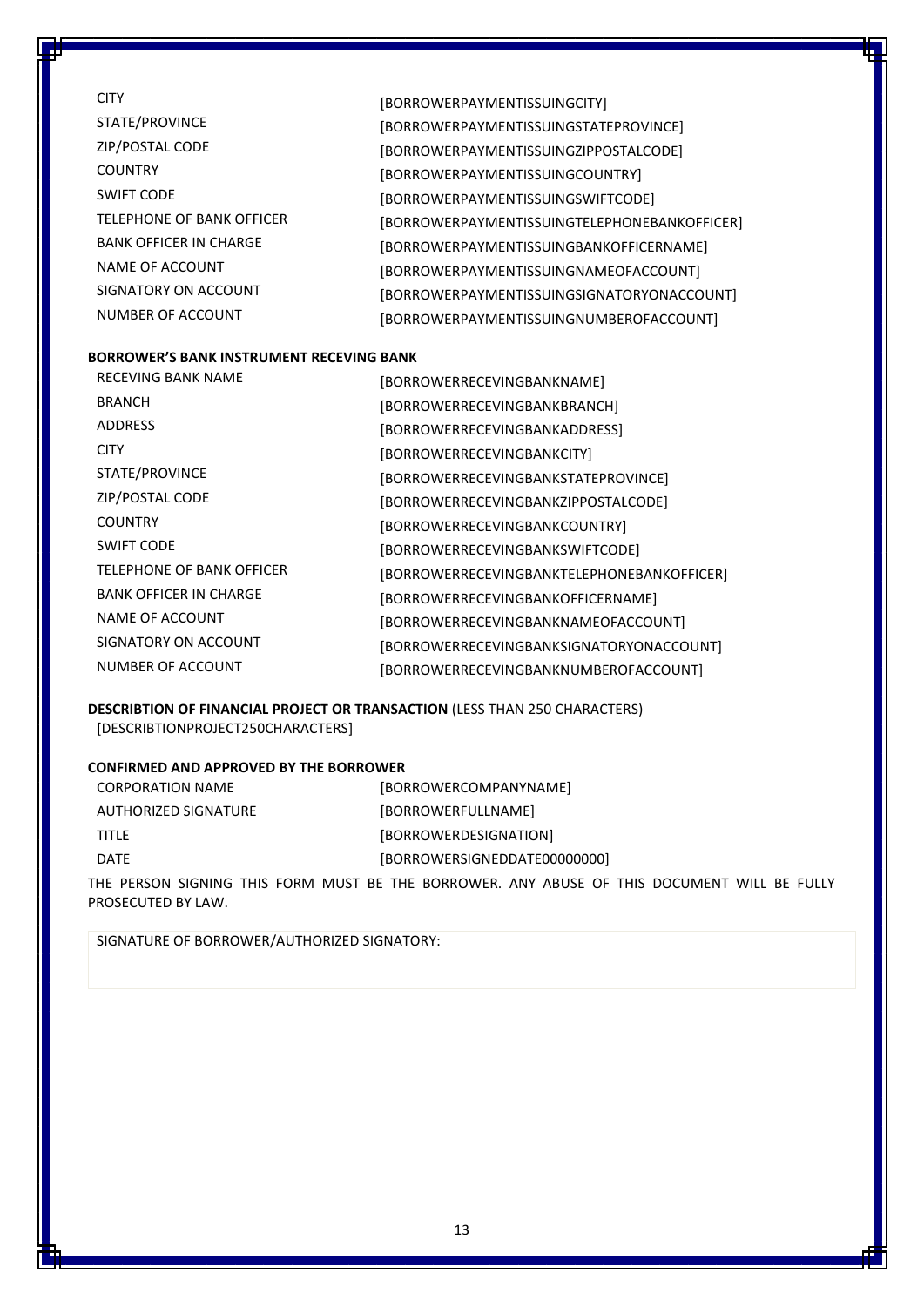| | |
|---|---|
| CITY | [BORROWERPAYMENTISSUINGCITY] |
| STATE/PROVINCE | [BORROWERPAYMENTISSUINGSTATEPROVINCE] |
| ZIP/POSTAL CODE | [BORROWERPAYMENTISSUINGZIPPOSTALCODE] |
| COUNTRY | [BORROWERPAYMENTISSUINGCOUNTRY] |
| SWIFT CODE | [BORROWERPAYMENTISSUINGSWIFTCODE] |
| TELEPHONE OF BANK OFFICER | [BORROWERPAYMENTISSUINGTELEPHONEBANKOFFICER] |
| BANK OFFICER IN CHARGE | [BORROWERPAYMENTISSUINGBANKOFFICERNAME] |
| NAME OF ACCOUNT | [BORROWERPAYMENTISSUINGNAMEOFACCOUNT] |
| SIGNATORY ON ACCOUNT | [BORROWERPAYMENTISSUINGSIGNATORYONACCOUNT] |
| NUMBER OF ACCOUNT | [BORROWERPAYMENTISSUINGNUMBEROFACCOUNT] |

**BORROWER'S BANK INSTRUMENT RECEVING BANK**

| | |
|---|---|
| RECEVING BANK NAME | [BORROWERRECEVINGBANKNAME] |
| BRANCH | [BORROWERRECEVINGBANKBRANCH] |
| ADDRESS | [BORROWERRECEVINGBANKADDRESS] |
| CITY | [BORROWERRECEVINGBANKCITY] |
| STATE/PROVINCE | [BORROWERRECEVINGBANKSTATEPROVINCE] |
| ZIP/POSTAL CODE | [BORROWERRECEVINGBANKZIPPOSTALCODE] |
| COUNTRY | [BORROWERRECEVINGBANKCOUNTRY] |
| SWIFT CODE | [BORROWERRECEVINGBANKSWIFTCODE] |
| TELEPHONE OF BANK OFFICER | [BORROWERRECEVINGBANKTELEPHONEBANKOFFICER] |
| BANK OFFICER IN CHARGE | [BORROWERRECEVINGBANKOFFICERNAME] |
| NAME OF ACCOUNT | [BORROWERRECEVINGBANKNAMEOFACCOUNT] |
| SIGNATORY ON ACCOUNT | [BORROWERRECEVINGBANKSIGNATORYONACCOUNT] |
| NUMBER OF ACCOUNT | [BORROWERRECEVINGBANKNUMBEROFACCOUNT] |

**DESCRIBTION OF FINANCIAL PROJECT OR TRANSACTION** (LESS THAN 250 CHARACTERS)

[DESCRIBTIONPROJECT250CHARACTERS]

**CONFIRMED AND APPROVED BY THE BORROWER**

| | |
|---|---|
| CORPORATION NAME | [BORROWERCOMPANYNAME] |
| AUTHORIZED SIGNATURE | [BORROWERFULLNAME] |
| TITLE | [BORROWERDESIGNATION] |
| DATE | [BORROWERSIGNEDDATE00000000] |

THE PERSON SIGNING THIS FORM MUST BE THE BORROWER. ANY ABUSE OF THIS DOCUMENT WILL BE FULLY PROSECUTED BY LAW.

SIGNATURE OF BORROWER/AUTHORIZED SIGNATORY: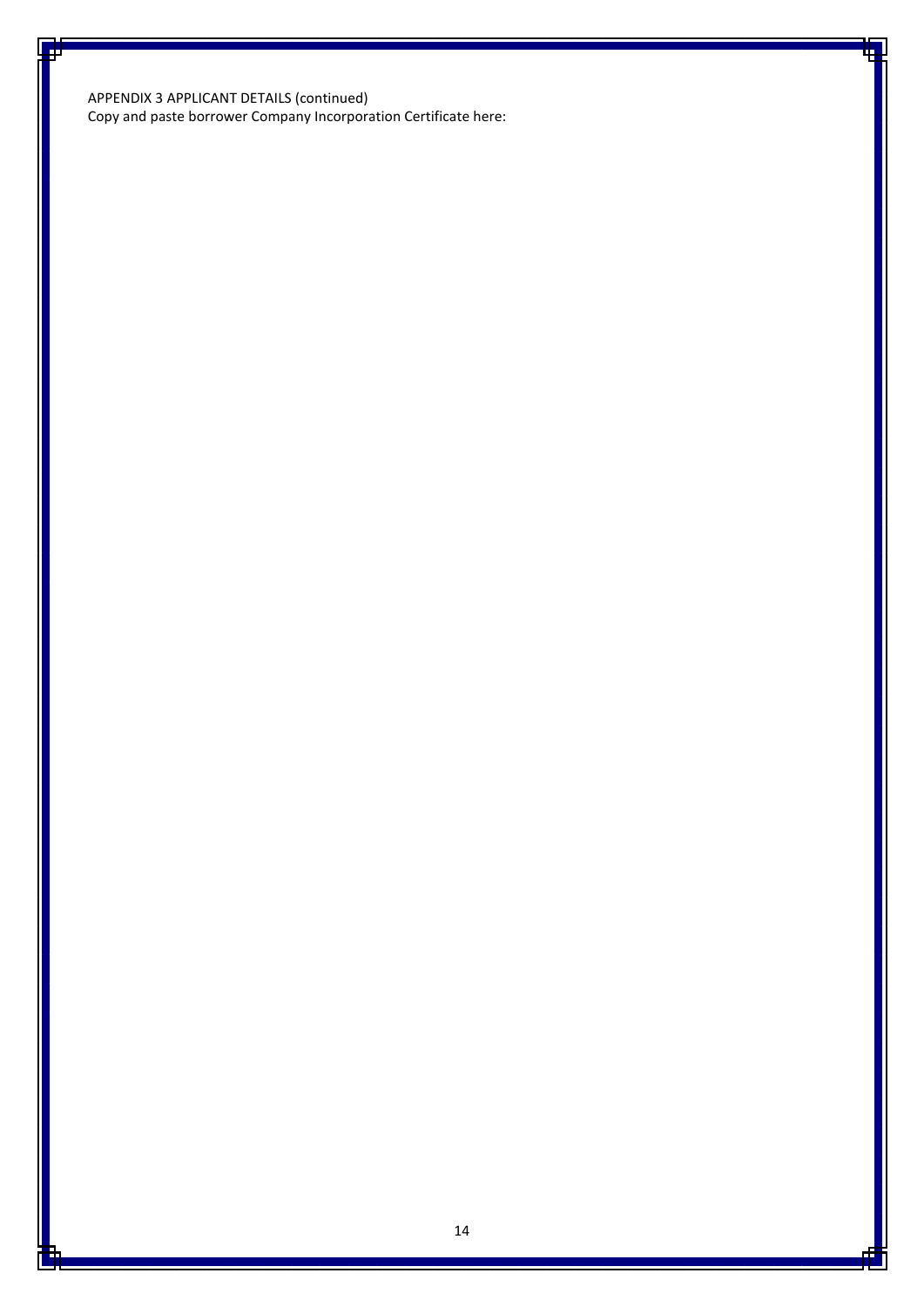APPENDIX 3 APPLICANT DETAILS (continued)

Copy and paste borrower Company Incorporation Certificate here: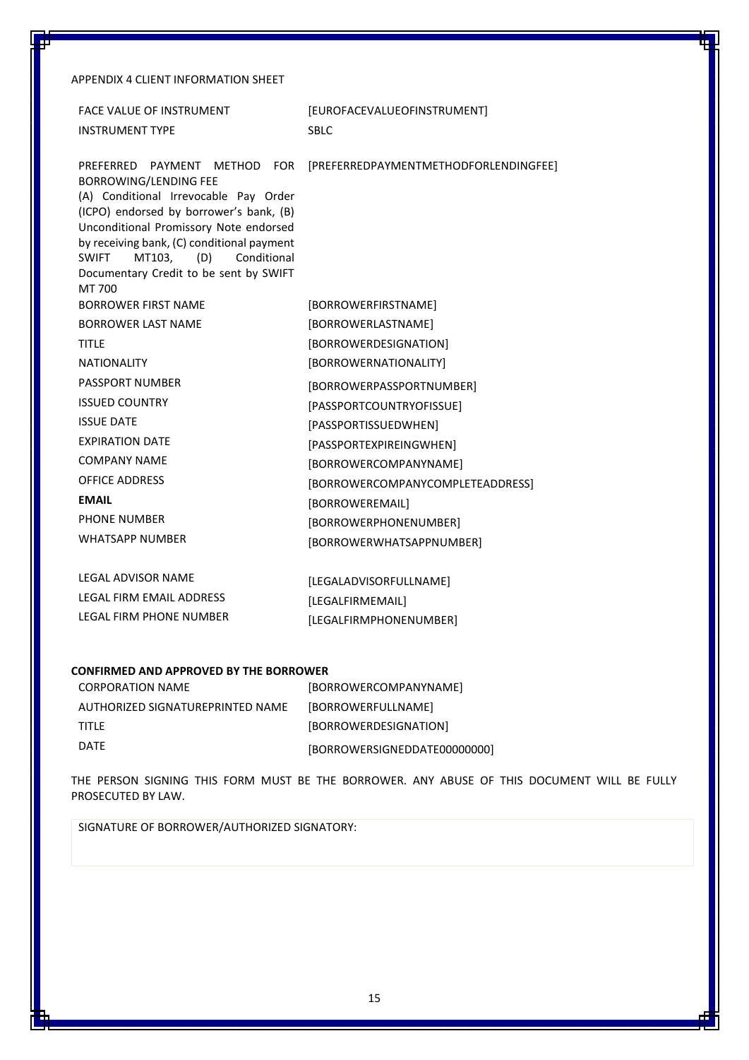APPENDIX 4 CLIENT INFORMATION SHEET

| | |
|---|---|
| FACE VALUE OF INSTRUMENT | [EUROFACEVALUEOFINSTRUMENT] |
| INSTRUMENT TYPE | SBLC |
| PREFERRED PAYMENT METHOD FOR BORROWING/LENDING FEE (A) Conditional Irrevocable Pay Order (ICPO) endorsed by borrower's bank, (B) Unconditional Promissory Note endorsed by receiving bank, (C) conditional payment SWIFT MT103, (D) Conditional Documentary Credit to be sent by SWIFT MT 700 | [PREFERREDPAYMENTMETHODFORLENDINGFEE] |
| BORROWER FIRST NAME | [BORROWERFIRSTNAME] |
| BORROWER LAST NAME | [BORROWERLASTNAME] |
| TITLE | [BORROWERDESIGNATION] |
| NATIONALITY | [BORROWERNATIONALITY] |
| PASSPORT NUMBER | [BORROWERPASSPORTNUMBER] |
| ISSUED COUNTRY | [PASSPORTCOUNTRYOFISSUE] |
| ISSUE DATE | [PASSPORTISSUEDWHEN] |
| EXPIRATION DATE | [PASSPORTEXPIREINGWHEN] |
| COMPANY NAME | [BORROWERCOMPANYNAME] |
| OFFICE ADDRESS | [BORROWERCOMPANYCOMPLETEADDRESS] |
| **EMAIL** | [BORROWEREMAIL] |
| PHONE NUMBER | [BORROWERPHONENUMBER] |
| WHATSAPP NUMBER | [BORROWERWHATSAPPNUMBER] |
| LEGAL ADVISOR NAME | [LEGALADVISORFULLNAME] |
| LEGAL FIRM EMAIL ADDRESS | [LEGALFIRMEMAIL] |
| LEGAL FIRM PHONE NUMBER | [LEGALFIRMPHONENUMBER] |

**CONFIRMED AND APPROVED BY THE BORROWER**

| | |
|---|---|
| CORPORATION NAME | [BORROWERCOMPANYNAME] |
| AUTHORIZED SIGNATUREPRINTED NAME | [BORROWERFULLNAME] |
| TITLE | [BORROWERDESIGNATION] |
| DATE | [BORROWERSIGNEDDATE00000000] |

THE PERSON SIGNING THIS FORM MUST BE THE BORROWER. ANY ABUSE OF THIS DOCUMENT WILL BE FULLY PROSECUTED BY LAW.

SIGNATURE OF BORROWER/AUTHORIZED SIGNATORY: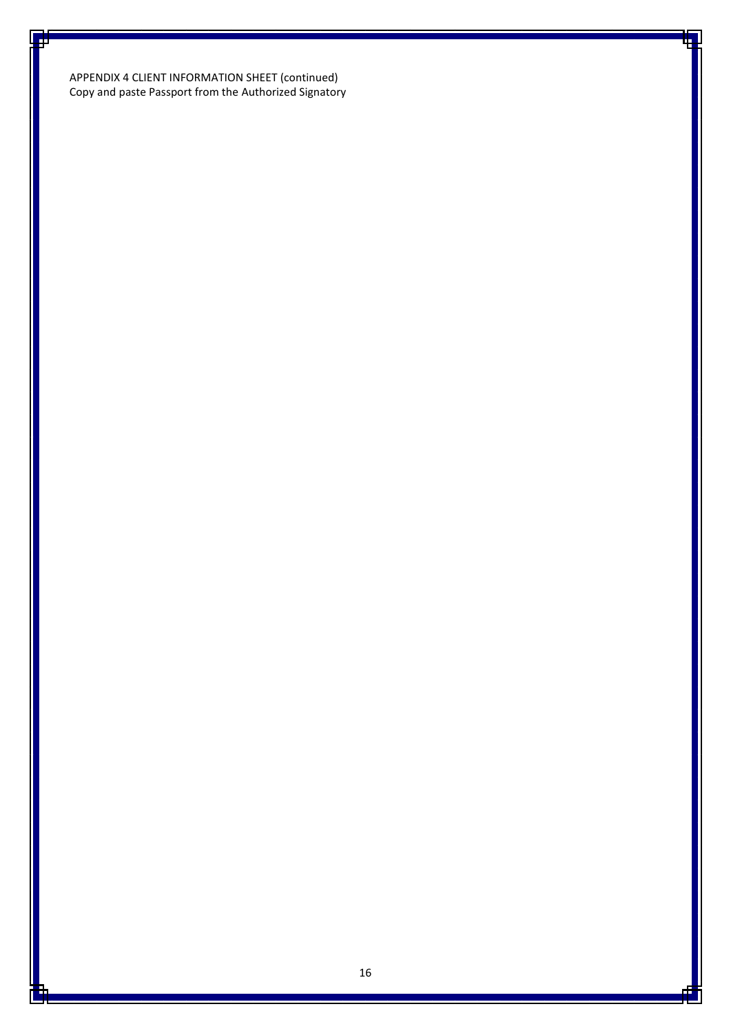APPENDIX 4 CLIENT INFORMATION SHEET (continued)
Copy and paste Passport from the Authorized Signatory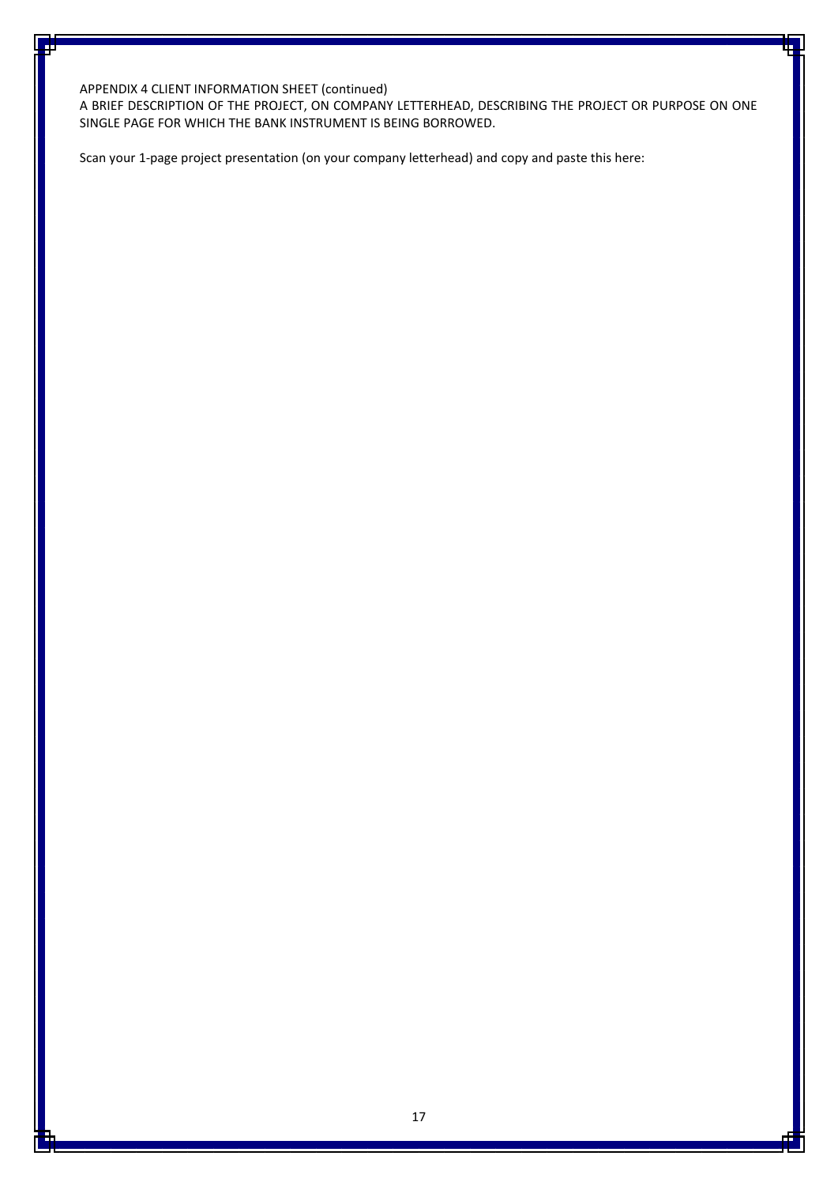APPENDIX 4 CLIENT INFORMATION SHEET (continued)

A BRIEF DESCRIPTION OF THE PROJECT, ON COMPANY LETTERHEAD, DESCRIBING THE PROJECT OR PURPOSE ON ONE SINGLE PAGE FOR WHICH THE BANK INSTRUMENT IS BEING BORROWED.

Scan your 1-page project presentation (on your company letterhead) and copy and paste this here: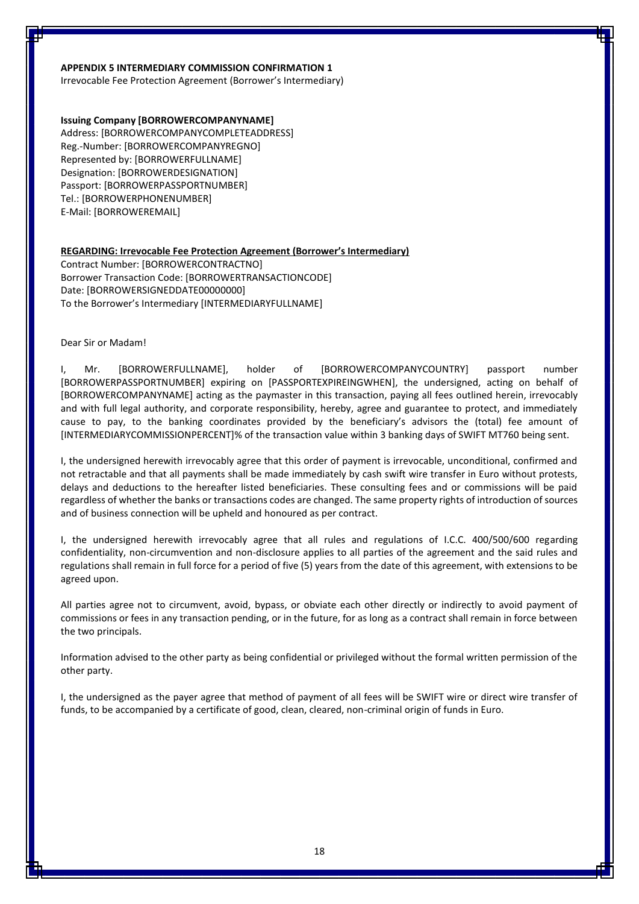**APPENDIX 5 INTERMEDIARY COMMISSION CONFIRMATION 1**

Irrevocable Fee Protection Agreement (Borrower's Intermediary)

**Issuing Company [BORROWERCOMPANYNAME]**

Address: [BORROWERCOMPANYCOMPLETEADDRESS]
Reg.-Number: [BORROWERCOMPANYREGNO]
Represented by: [BORROWERFULLNAME]
Designation: [BORROWERDESIGNATION]
Passport: [BORROWERPASSPORTNUMBER]
Tel.: [BORROWERPHONENUMBER]
E-Mail: [BORROWEREMAIL]

**REGARDING: Irrevocable Fee Protection Agreement (Borrower's Intermediary)**

Contract Number: [BORROWERCONTRACTNO]
Borrower Transaction Code: [BORROWERTRANSACTIONCODE]
Date: [BORROWERSIGNEDDATE00000000]
To the Borrower's Intermediary [INTERMEDIARYFULLNAME]

Dear Sir or Madam!

I, Mr. [BORROWERFULLNAME], holder of [BORROWERCOMPANYCOUNTRY] passport number [BORROWERPASSPORTNUMBER] expiring on [PASSPORTEXPIREINGWHEN], the undersigned, acting on behalf of [BORROWERCOMPANYNAME] acting as the paymaster in this transaction, paying all fees outlined herein, irrevocably and with full legal authority, and corporate responsibility, hereby, agree and guarantee to protect, and immediately cause to pay, to the banking coordinates provided by the beneficiary's advisors the (total) fee amount of [INTERMEDIARYCOMMISSIONPERCENT]% of the transaction value within 3 banking days of SWIFT MT760 being sent.

I, the undersigned herewith irrevocably agree that this order of payment is irrevocable, unconditional, confirmed and not retractable and that all payments shall be made immediately by cash swift wire transfer in Euro without protests, delays and deductions to the hereafter listed beneficiaries. These consulting fees and or commissions will be paid regardless of whether the banks or transactions codes are changed. The same property rights of introduction of sources and of business connection will be upheld and honoured as per contract.

I, the undersigned herewith irrevocably agree that all rules and regulations of I.C.C. 400/500/600 regarding confidentiality, non-circumvention and non-disclosure applies to all parties of the agreement and the said rules and regulations shall remain in full force for a period of five (5) years from the date of this agreement, with extensions to be agreed upon.

All parties agree not to circumvent, avoid, bypass, or obviate each other directly or indirectly to avoid payment of commissions or fees in any transaction pending, or in the future, for as long as a contract shall remain in force between the two principals.

Information advised to the other party as being confidential or privileged without the formal written permission of the other party.

I, the undersigned as the payer agree that method of payment of all fees will be SWIFT wire or direct wire transfer of funds, to be accompanied by a certificate of good, clean, cleared, non-criminal origin of funds in Euro.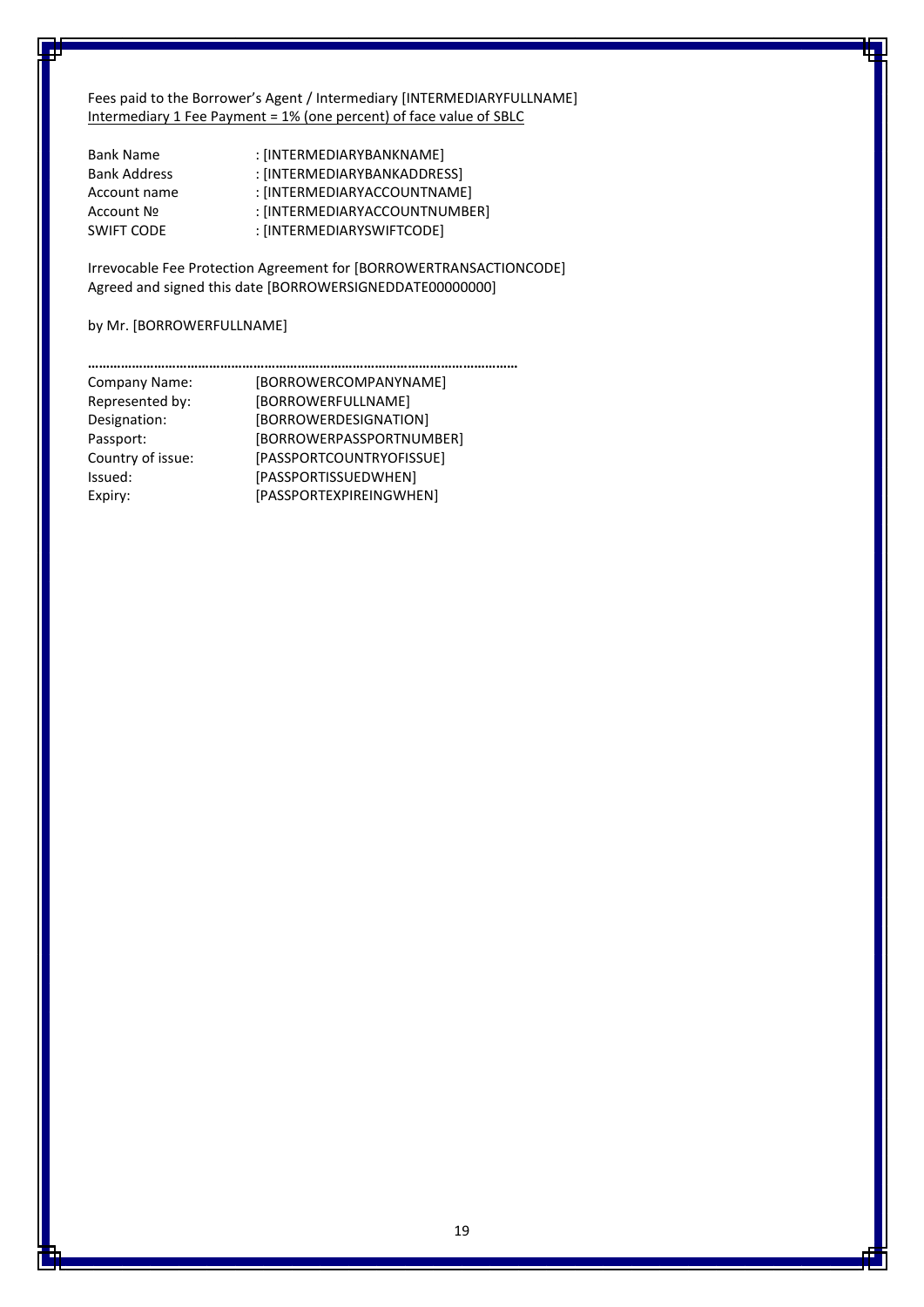Fees paid to the Borrower's Agent / Intermediary [INTERMEDIARYFULLNAME]
<u>Intermediary 1 Fee Payment = 1% (one percent) of face value of SBLC</u>

| | |
|---|---|
| Bank Name | : [INTERMEDIARYBANKNAME] |
| Bank Address | : [INTERMEDIARYBANKADDRESS] |
| Account name | : [INTERMEDIARYACCOUNTNAME] |
| Account № | : [INTERMEDIARYACCOUNTNUMBER] |
| SWIFT CODE | : [INTERMEDIARYSWIFTCODE] |

Irrevocable Fee Protection Agreement for [BORROWERTRANSACTIONCODE]
Agreed and signed this date [BORROWERSIGNEDDATE00000000]

by Mr. [BORROWERFULLNAME]

……………………………………………………………………………………………………

| | |
|---|---|
| Company Name: | [BORROWERCOMPANYNAME] |
| Represented by: | [BORROWERFULLNAME] |
| Designation: | [BORROWERDESIGNATION] |
| Passport: | [BORROWERPASSPORTNUMBER] |
| Country of issue: | [PASSPORTCOUNTRYOFISSUE] |
| Issued: | [PASSPORTISSUEDWHEN] |
| Expiry: | [PASSPORTEXPIREINGWHEN] |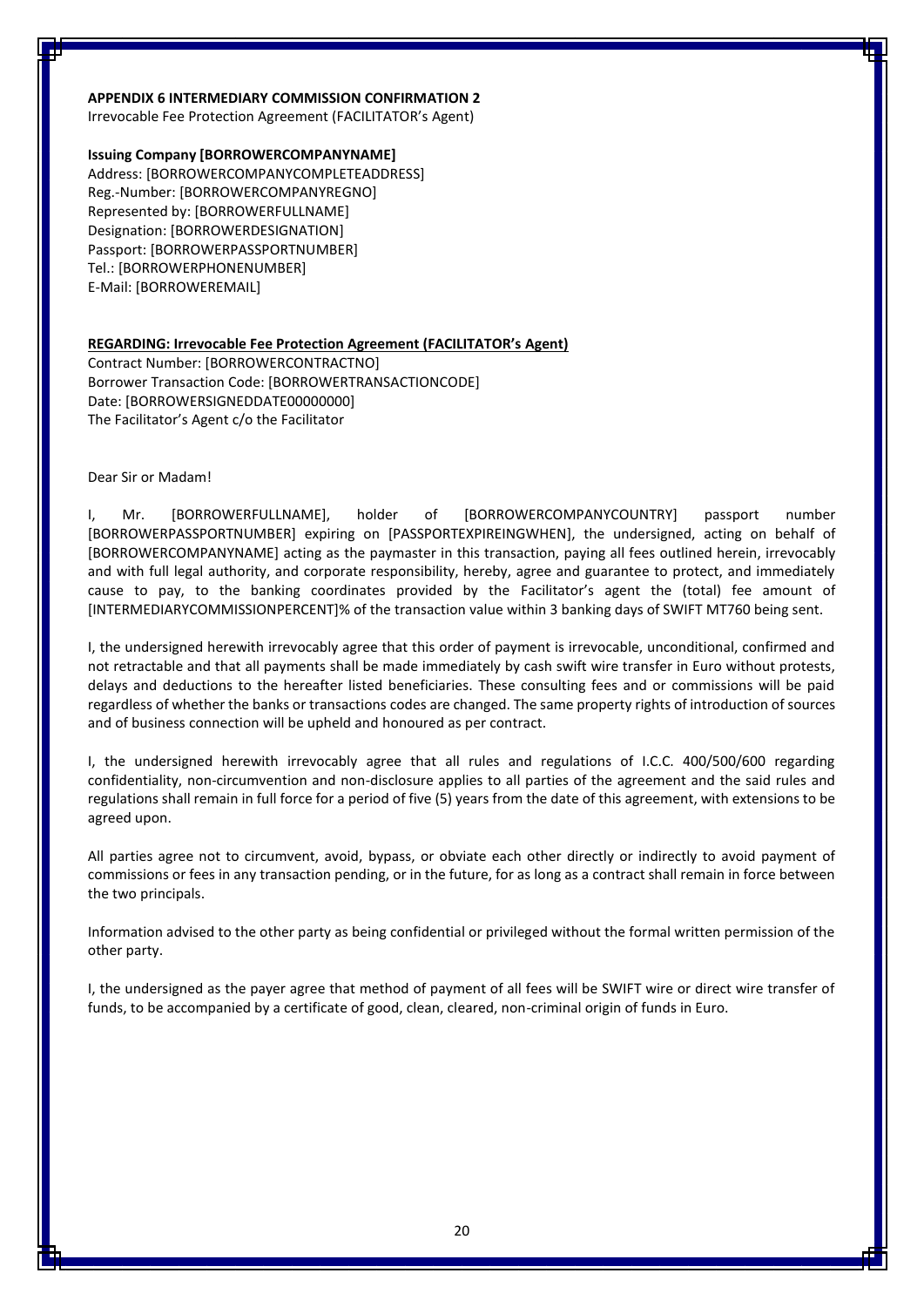**APPENDIX 6 INTERMEDIARY COMMISSION CONFIRMATION 2**
Irrevocable Fee Protection Agreement (FACILITATOR's Agent)

**Issuing Company [BORROWERCOMPANYNAME]**
Address: [BORROWERCOMPANYCOMPLETEADDRESS]
Reg.-Number: [BORROWERCOMPANYREGNO]
Represented by: [BORROWERFULLNAME]
Designation: [BORROWERDESIGNATION]
Passport: [BORROWERPASSPORTNUMBER]
Tel.: [BORROWERPHONENUMBER]
E-Mail: [BORROWEREMAIL]

**REGARDING: Irrevocable Fee Protection Agreement (FACILITATOR's Agent)**
Contract Number: [BORROWERCONTRACTNO]
Borrower Transaction Code: [BORROWERTRANSACTIONCODE]
Date: [BORROWERSIGNEDDATE00000000]
The Facilitator's Agent c/o the Facilitator

Dear Sir or Madam!

I, Mr. [BORROWERFULLNAME], holder of [BORROWERCOMPANYCOUNTRY] passport number [BORROWERPASSPORTNUMBER] expiring on [PASSPORTEXPIREINGWHEN], the undersigned, acting on behalf of [BORROWERCOMPANYNAME] acting as the paymaster in this transaction, paying all fees outlined herein, irrevocably and with full legal authority, and corporate responsibility, hereby, agree and guarantee to protect, and immediately cause to pay, to the banking coordinates provided by the Facilitator's agent the (total) fee amount of [INTERMEDIARYCOMMISSIONPERCENT]% of the transaction value within 3 banking days of SWIFT MT760 being sent.

I, the undersigned herewith irrevocably agree that this order of payment is irrevocable, unconditional, confirmed and not retractable and that all payments shall be made immediately by cash swift wire transfer in Euro without protests, delays and deductions to the hereafter listed beneficiaries. These consulting fees and or commissions will be paid regardless of whether the banks or transactions codes are changed. The same property rights of introduction of sources and of business connection will be upheld and honoured as per contract.

I, the undersigned herewith irrevocably agree that all rules and regulations of I.C.C. 400/500/600 regarding confidentiality, non-circumvention and non-disclosure applies to all parties of the agreement and the said rules and regulations shall remain in full force for a period of five (5) years from the date of this agreement, with extensions to be agreed upon.

All parties agree not to circumvent, avoid, bypass, or obviate each other directly or indirectly to avoid payment of commissions or fees in any transaction pending, or in the future, for as long as a contract shall remain in force between the two principals.

Information advised to the other party as being confidential or privileged without the formal written permission of the other party.

I, the undersigned as the payer agree that method of payment of all fees will be SWIFT wire or direct wire transfer of funds, to be accompanied by a certificate of good, clean, cleared, non-criminal origin of funds in Euro.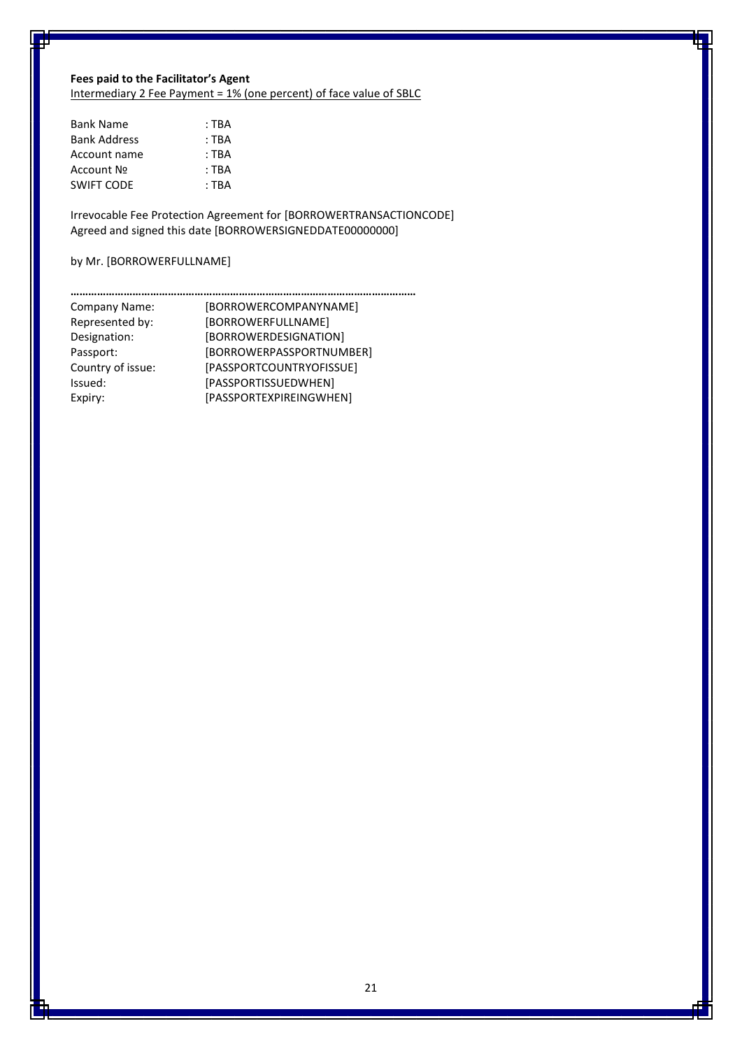**Fees paid to the Facilitator's Agent**
Intermediary 2 Fee Payment = 1% (one percent) of face value of SBLC

| | |
|---|---|
| Bank Name | : TBA |
| Bank Address | : TBA |
| Account name | : TBA |
| Account № | : TBA |
| SWIFT CODE | : TBA |

Irrevocable Fee Protection Agreement for [BORROWERTRANSACTIONCODE]
Agreed and signed this date [BORROWERSIGNEDDATE00000000]

by Mr. [BORROWERFULLNAME]

……………………………………………………………………………………………………

| | |
|---|---|
| Company Name: | [BORROWERCOMPANYNAME] |
| Represented by: | [BORROWERFULLNAME] |
| Designation: | [BORROWERDESIGNATION] |
| Passport: | [BORROWERPASSPORTNUMBER] |
| Country of issue: | [PASSPORTCOUNTRYOFISSUE] |
| Issued: | [PASSPORTISSUEDWHEN] |
| Expiry: | [PASSPORTEXPIREINGWHEN] |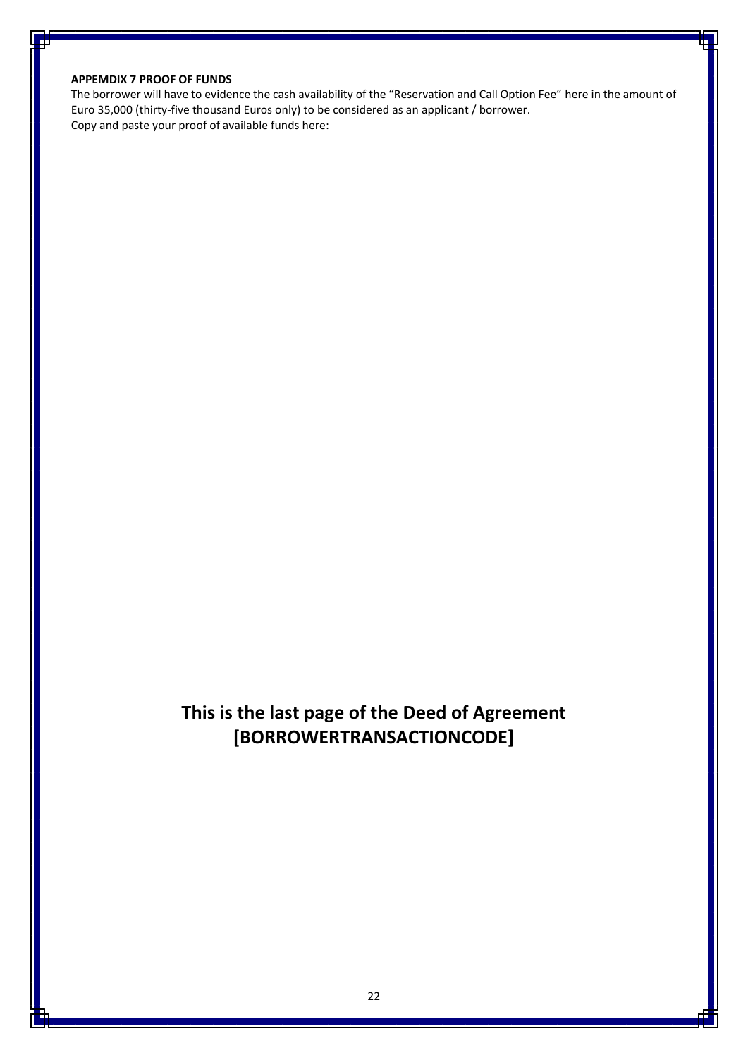**APPEMDIX 7 PROOF OF FUNDS**

The borrower will have to evidence the cash availability of the "Reservation and Call Option Fee" here in the amount of Euro 35,000 (thirty-five thousand Euros only) to be considered as an applicant / borrower.

Copy and paste your proof of available funds here:

## This is the last page of the Deed of Agreement [BORROWERTRANSACTIONCODE]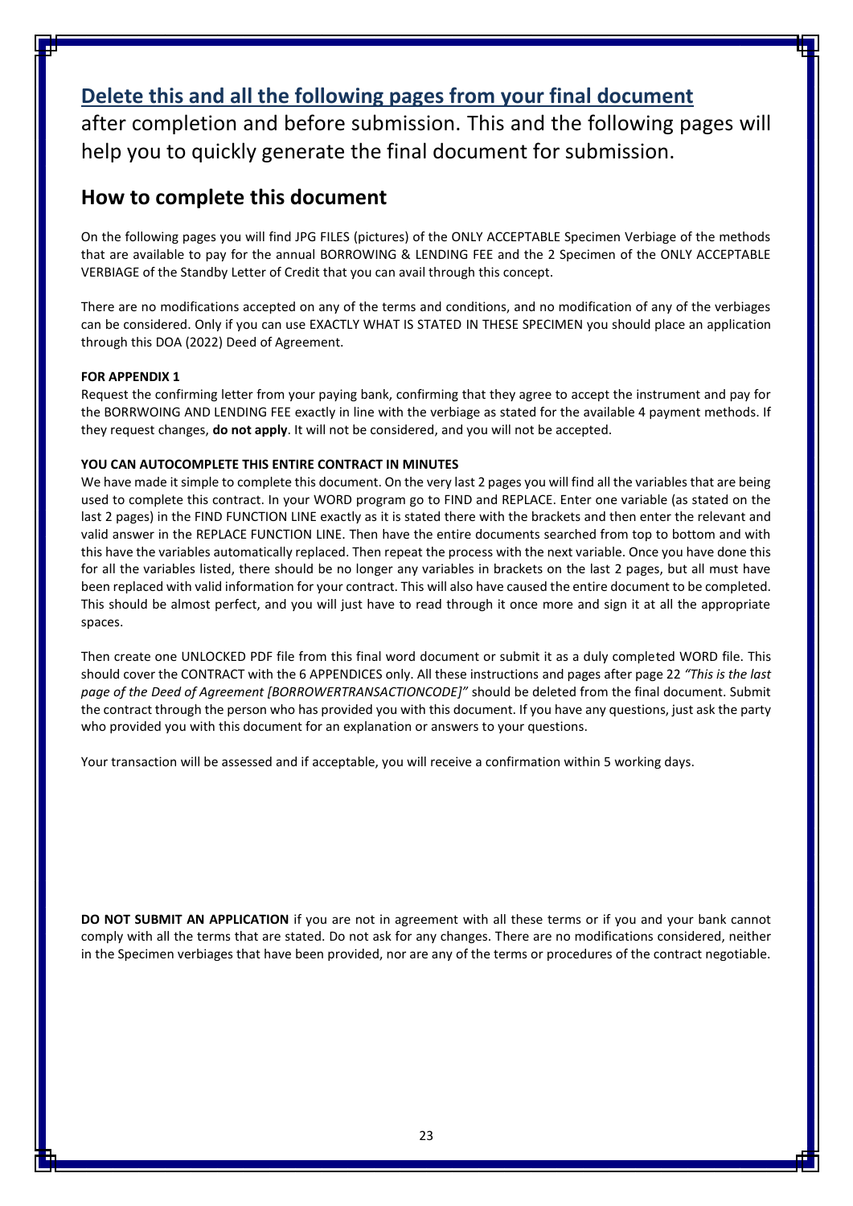## Delete this and all the following pages from your final document

after completion and before submission. This and the following pages will help you to quickly generate the final document for submission.

## How to complete this document

On the following pages you will find JPG FILES (pictures) of the ONLY ACCEPTABLE Specimen Verbiage of the methods that are available to pay for the annual BORROWING & LENDING FEE and the 2 Specimen of the ONLY ACCEPTABLE VERBIAGE of the Standby Letter of Credit that you can avail through this concept.

There are no modifications accepted on any of the terms and conditions, and no modification of any of the verbiages can be considered. Only if you can use EXACTLY WHAT IS STATED IN THESE SPECIMEN you should place an application through this DOA (2022) Deed of Agreement.

**FOR APPENDIX 1**

Request the confirming letter from your paying bank, confirming that they agree to accept the instrument and pay for the BORRWOING AND LENDING FEE exactly in line with the verbiage as stated for the available 4 payment methods. If they request changes, **do not apply**. It will not be considered, and you will not be accepted.

**YOU CAN AUTOCOMPLETE THIS ENTIRE CONTRACT IN MINUTES**

We have made it simple to complete this document. On the very last 2 pages you will find all the variables that are being used to complete this contract. In your WORD program go to FIND and REPLACE. Enter one variable (as stated on the last 2 pages) in the FIND FUNCTION LINE exactly as it is stated there with the brackets and then enter the relevant and valid answer in the REPLACE FUNCTION LINE. Then have the entire documents searched from top to bottom and with this have the variables automatically replaced. Then repeat the process with the next variable. Once you have done this for all the variables listed, there should be no longer any variables in brackets on the last 2 pages, but all must have been replaced with valid information for your contract. This will also have caused the entire document to be completed. This should be almost perfect, and you will just have to read through it once more and sign it at all the appropriate spaces.

Then create one UNLOCKED PDF file from this final word document or submit it as a duly completed WORD file. This should cover the CONTRACT with the 6 APPENDICES only. All these instructions and pages after page 22 *"This is the last page of the Deed of Agreement [BORROWERTRANSACTIONCODE]"* should be deleted from the final document. Submit the contract through the person who has provided you with this document. If you have any questions, just ask the party who provided you with this document for an explanation or answers to your questions.

Your transaction will be assessed and if acceptable, you will receive a confirmation within 5 working days.

**DO NOT SUBMIT AN APPLICATION** if you are not in agreement with all these terms or if you and your bank cannot comply with all the terms that are stated. Do not ask for any changes. There are no modifications considered, neither in the Specimen verbiages that have been provided, nor are any of the terms or procedures of the contract negotiable.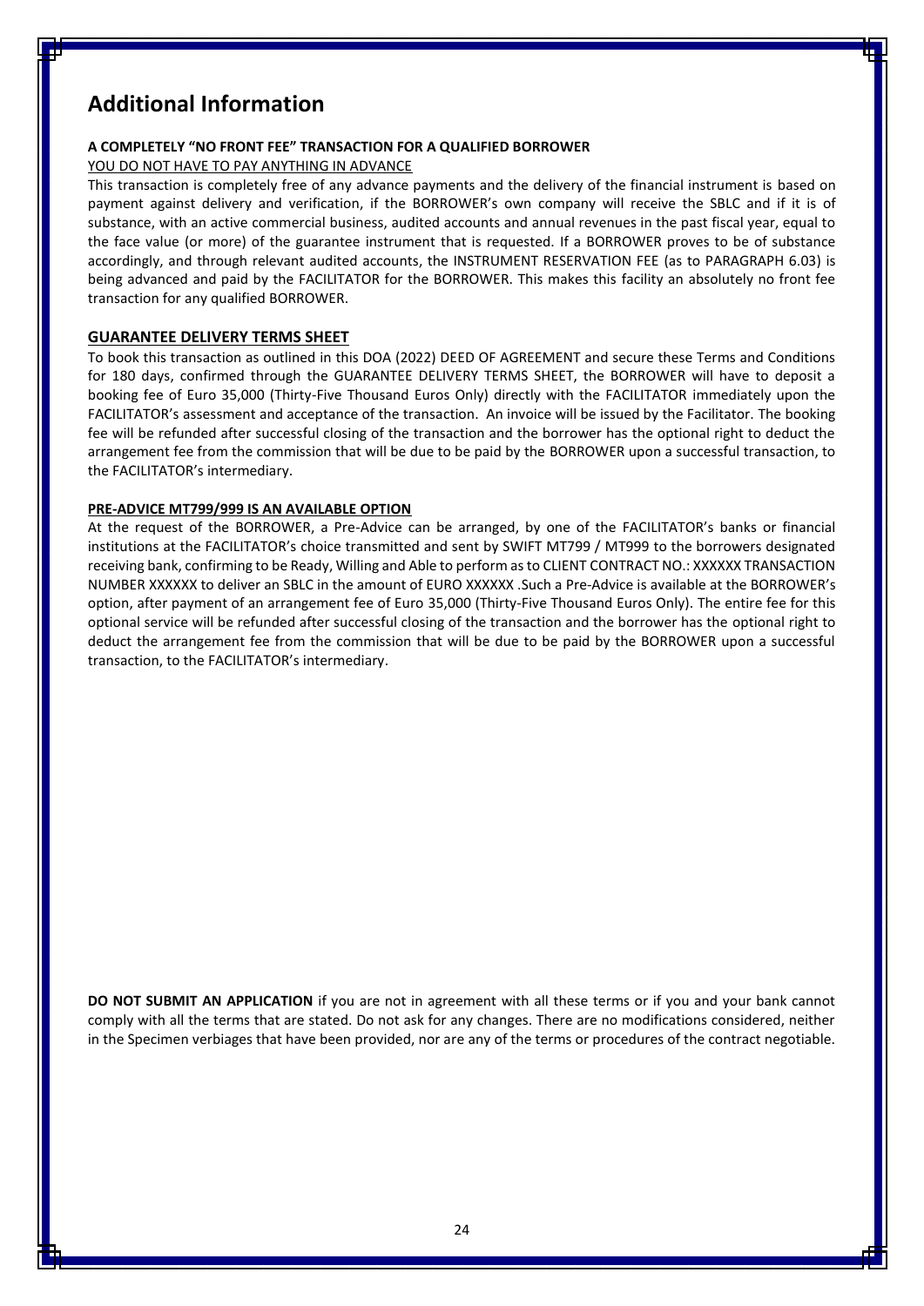# Additional Information

**A COMPLETELY "NO FRONT FEE" TRANSACTION FOR A QUALIFIED BORROWER**

YOU DO NOT HAVE TO PAY ANYTHING IN ADVANCE

This transaction is completely free of any advance payments and the delivery of the financial instrument is based on payment against delivery and verification, if the BORROWER's own company will receive the SBLC and if it is of substance, with an active commercial business, audited accounts and annual revenues in the past fiscal year, equal to the face value (or more) of the guarantee instrument that is requested. If a BORROWER proves to be of substance accordingly, and through relevant audited accounts, the INSTRUMENT RESERVATION FEE (as to PARAGRAPH 6.03) is being advanced and paid by the FACILITATOR for the BORROWER. This makes this facility an absolutely no front fee transaction for any qualified BORROWER.

## GUARANTEE DELIVERY TERMS SHEET

To book this transaction as outlined in this DOA (2022) DEED OF AGREEMENT and secure these Terms and Conditions for 180 days, confirmed through the GUARANTEE DELIVERY TERMS SHEET, the BORROWER will have to deposit a booking fee of Euro 35,000 (Thirty-Five Thousand Euros Only) directly with the FACILITATOR immediately upon the FACILITATOR's assessment and acceptance of the transaction. An invoice will be issued by the Facilitator. The booking fee will be refunded after successful closing of the transaction and the borrower has the optional right to deduct the arrangement fee from the commission that will be due to be paid by the BORROWER upon a successful transaction, to the FACILITATOR's intermediary.

**PRE-ADVICE MT799/999 IS AN AVAILABLE OPTION**

At the request of the BORROWER, a Pre-Advice can be arranged, by one of the FACILITATOR's banks or financial institutions at the FACILITATOR's choice transmitted and sent by SWIFT MT799 / MT999 to the borrowers designated receiving bank, confirming to be Ready, Willing and Able to perform as to CLIENT CONTRACT NO.: XXXXXX TRANSACTION NUMBER XXXXXX to deliver an SBLC in the amount of EURO XXXXXX .Such a Pre-Advice is available at the BORROWER's option, after payment of an arrangement fee of Euro 35,000 (Thirty-Five Thousand Euros Only). The entire fee for this optional service will be refunded after successful closing of the transaction and the borrower has the optional right to deduct the arrangement fee from the commission that will be due to be paid by the BORROWER upon a successful transaction, to the FACILITATOR's intermediary.

**DO NOT SUBMIT AN APPLICATION** if you are not in agreement with all these terms or if you and your bank cannot comply with all the terms that are stated. Do not ask for any changes. There are no modifications considered, neither in the Specimen verbiages that have been provided, nor are any of the terms or procedures of the contract negotiable.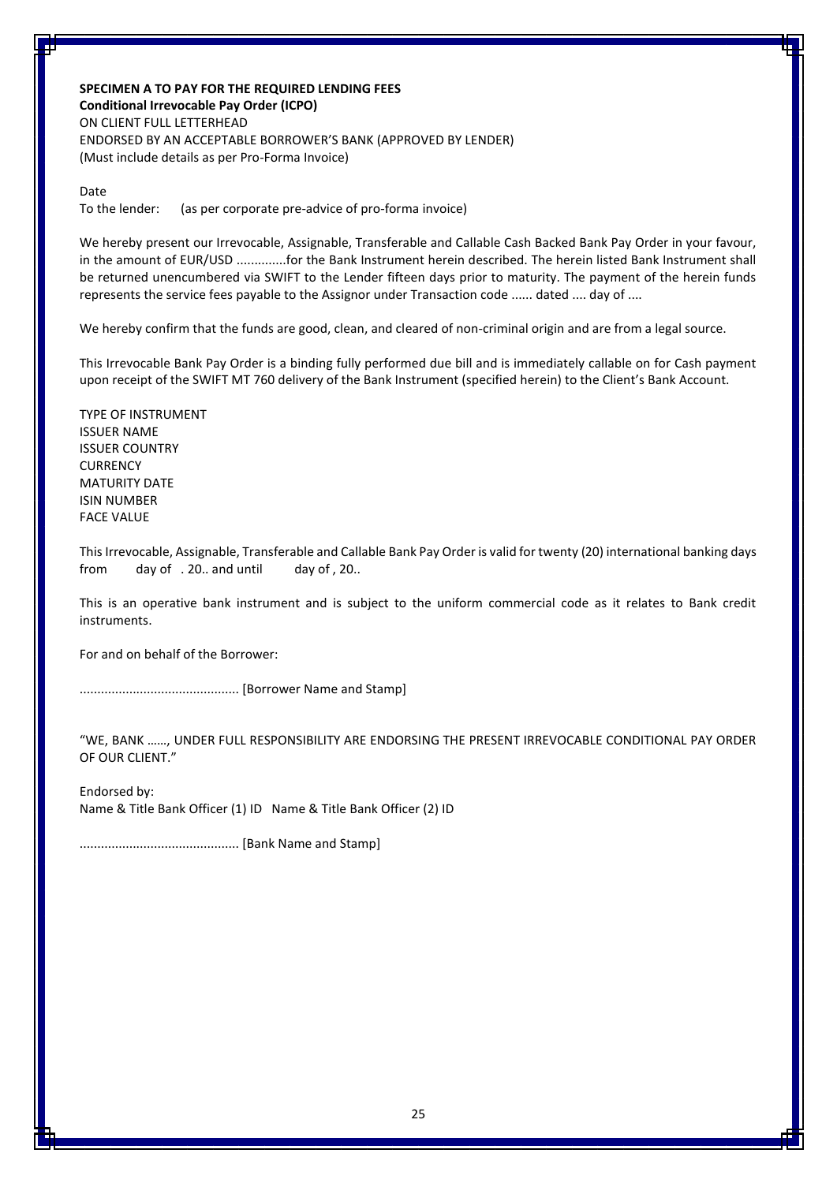**SPECIMEN A TO PAY FOR THE REQUIRED LENDING FEES**
**Conditional Irrevocable Pay Order (ICPO)**
ON CLIENT FULL LETTERHEAD
ENDORSED BY AN ACCEPTABLE BORROWER'S BANK (APPROVED BY LENDER)
(Must include details as per Pro-Forma Invoice)

Date
To the lender: (as per corporate pre-advice of pro-forma invoice)

We hereby present our Irrevocable, Assignable, Transferable and Callable Cash Backed Bank Pay Order in your favour, in the amount of EUR/USD .............for the Bank Instrument herein described. The herein listed Bank Instrument shall be returned unencumbered via SWIFT to the Lender fifteen days prior to maturity. The payment of the herein funds represents the service fees payable to the Assignor under Transaction code ...... dated .... day of ....

We hereby confirm that the funds are good, clean, and cleared of non-criminal origin and are from a legal source.

This Irrevocable Bank Pay Order is a binding fully performed due bill and is immediately callable on for Cash payment upon receipt of the SWIFT MT 760 delivery of the Bank Instrument (specified herein) to the Client's Bank Account.

TYPE OF INSTRUMENT
ISSUER NAME
ISSUER COUNTRY
CURRENCY
MATURITY DATE
ISIN NUMBER
FACE VALUE

This Irrevocable, Assignable, Transferable and Callable Bank Pay Order is valid for twenty (20) international banking days from day of . 20.. and until day of , 20..

This is an operative bank instrument and is subject to the uniform commercial code as it relates to Bank credit instruments.

For and on behalf of the Borrower:

............................................ [Borrower Name and Stamp]

"WE, BANK ……, UNDER FULL RESPONSIBILITY ARE ENDORSING THE PRESENT IRREVOCABLE CONDITIONAL PAY ORDER OF OUR CLIENT."

Endorsed by:
Name & Title Bank Officer (1) ID Name & Title Bank Officer (2) ID

............................................ [Bank Name and Stamp]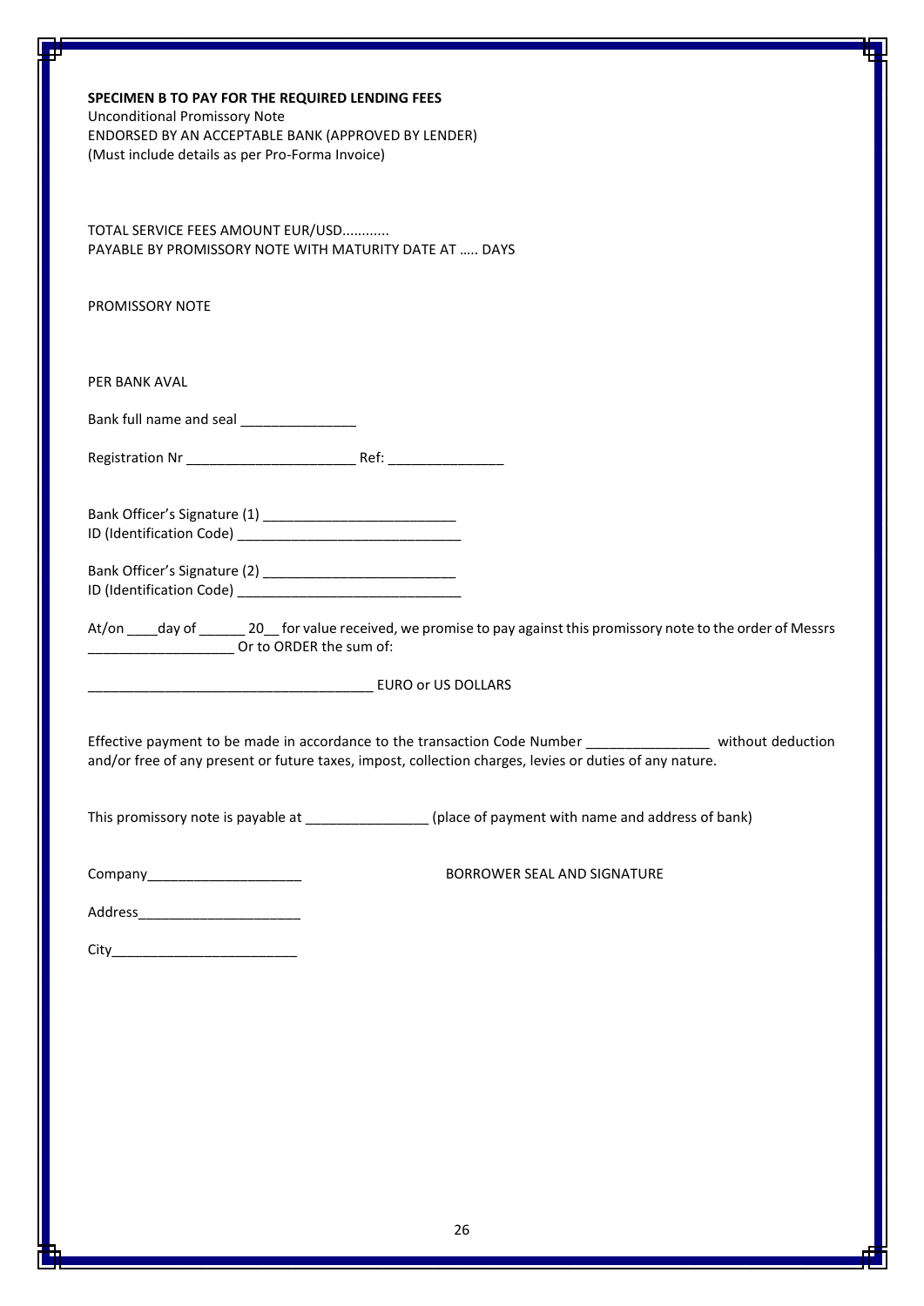**SPECIMEN B TO PAY FOR THE REQUIRED LENDING FEES**
Unconditional Promissory Note
ENDORSED BY AN ACCEPTABLE BANK (APPROVED BY LENDER)
(Must include details as per Pro-Forma Invoice)

TOTAL SERVICE FEES AMOUNT EUR/USD............
PAYABLE BY PROMISSORY NOTE WITH MATURITY DATE AT ….. DAYS

PROMISSORY NOTE

PER BANK AVAL

Bank full name and seal _______________

Registration Nr ______________________ Ref: _______________

Bank Officer's Signature (1) _________________________
ID (Identification Code) _____________________________

Bank Officer's Signature (2) _________________________
ID (Identification Code) _____________________________

At/on ____day of ______ 20__ for value received, we promise to pay against this promissory note to the order of Messrs ___________________ Or to ORDER the sum of:

_____________________________________ EURO or US DOLLARS

Effective payment to be made in accordance to the transaction Code Number ________________ without deduction and/or free of any present or future taxes, impost, collection charges, levies or duties of any nature.

This promissory note is payable at ________________ (place of payment with name and address of bank)

Company____________________ BORROWER SEAL AND SIGNATURE

Address_____________________

City________________________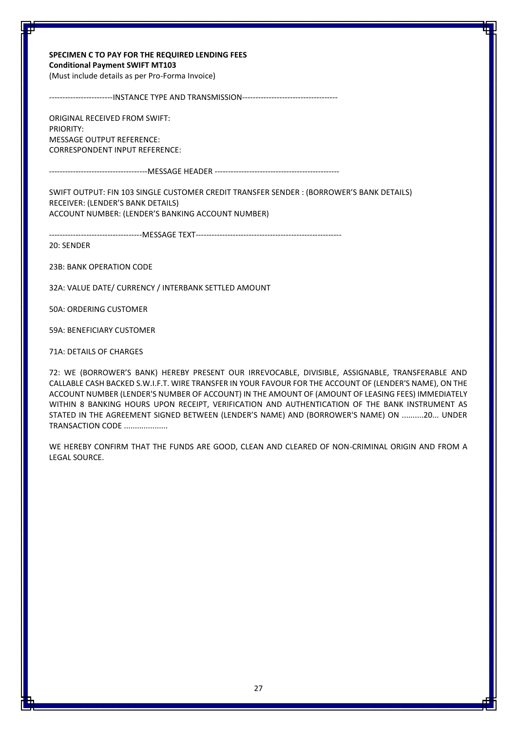**SPECIMEN C TO PAY FOR THE REQUIRED LENDING FEES**
**Conditional Payment SWIFT MT103**
(Must include details as per Pro-Forma Invoice)

------------------------INSTANCE TYPE AND TRANSMISSION-----------------------------------

ORIGINAL RECEIVED FROM SWIFT:
PRIORITY:
MESSAGE OUTPUT REFERENCE:
CORRESPONDENT INPUT REFERENCE:

-------------------------------------MESSAGE HEADER -----------------------------------------------

SWIFT OUTPUT: FIN 103 SINGLE CUSTOMER CREDIT TRANSFER SENDER : (BORROWER'S BANK DETAILS)
RECEIVER: (LENDER'S BANK DETAILS)
ACCOUNT NUMBER: (LENDER'S BANKING ACCOUNT NUMBER)

-----------------------------------MESSAGE TEXT-------------------------------------------------------

20: SENDER

23B: BANK OPERATION CODE

32A: VALUE DATE/ CURRENCY / INTERBANK SETTLED AMOUNT

50A: ORDERING CUSTOMER

59A: BENEFICIARY CUSTOMER

71A: DETAILS OF CHARGES

72: WE (BORROWER'S BANK) HEREBY PRESENT OUR IRREVOCABLE, DIVISIBLE, ASSIGNABLE, TRANSFERABLE AND CALLABLE CASH BACKED S.W.I.F.T. WIRE TRANSFER IN YOUR FAVOUR FOR THE ACCOUNT OF (LENDER'S NAME), ON THE ACCOUNT NUMBER (LENDER'S NUMBER OF ACCOUNT) IN THE AMOUNT OF (AMOUNT OF LEASING FEES) IMMEDIATELY WITHIN 8 BANKING HOURS UPON RECEIPT, VERIFICATION AND AUTHENTICATION OF THE BANK INSTRUMENT AS STATED IN THE AGREEMENT SIGNED BETWEEN (LENDER'S NAME) AND (BORROWER'S NAME) ON ..........20... UNDER TRANSACTION CODE ....................

WE HEREBY CONFIRM THAT THE FUNDS ARE GOOD, CLEAN AND CLEARED OF NON-CRIMINAL ORIGIN AND FROM A LEGAL SOURCE.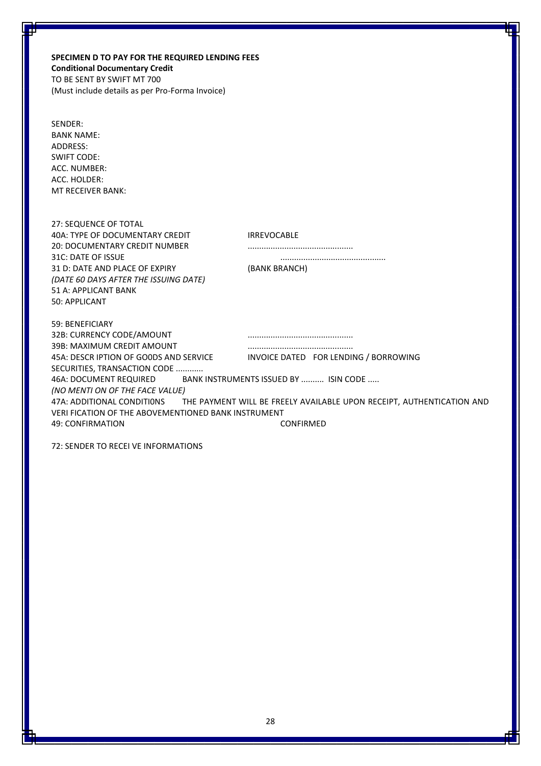**SPECIMEN D TO PAY FOR THE REQUIRED LENDING FEES**
**Conditional Documentary Credit**
TO BE SENT BY SWIFT MT 700
(Must include details as per Pro-Forma Invoice)

SENDER:
BANK NAME:
ADDRESS:
SWIFT CODE:
ACC. NUMBER:
ACC. HOLDER:
MT RECEIVER BANK:

27: SEQUENCE OF TOTAL
40A: TYPE OF DOCUMENTARY CREDIT IRREVOCABLE
20: DOCUMENTARY CREDIT NUMBER .............................................
31C: DATE OF ISSUE .............................................
31 D: DATE AND PLACE OF EXPIRY (BANK BRANCH)
*(DATE 60 DAYS AFTER THE ISSUING DATE)*
51 A: APPLICANT BANK
50: APPLICANT

59: BENEFICIARY
32B: CURRENCY CODE/AMOUNT .............................................
39B: MAXIMUM CREDIT AMOUNT .............................................
45A: DESCR IPTION OF GO0DS AND SERVICE INVOICE DATED FOR LENDING / BORROWING SECURITIES, TRANSACTION CODE ............
46A: DOCUMENT REQUIRED BANK INSTRUMENTS ISSUED BY .......... ISIN CODE .....
*(NO MENTI ON OF THE FACE VALUE)*
47A: ADDITIONAL CONDITI0NS THE PAYMENT WILL BE FREELY AVAILABLE UPON RECEIPT, AUTHENTICATION AND VERI FICATION OF THE ABOVEMENTIONED BANK INSTRUMENT
49: CONFIRMATION CONFIRMED

72: SENDER TO RECEI VE INFORMATIONS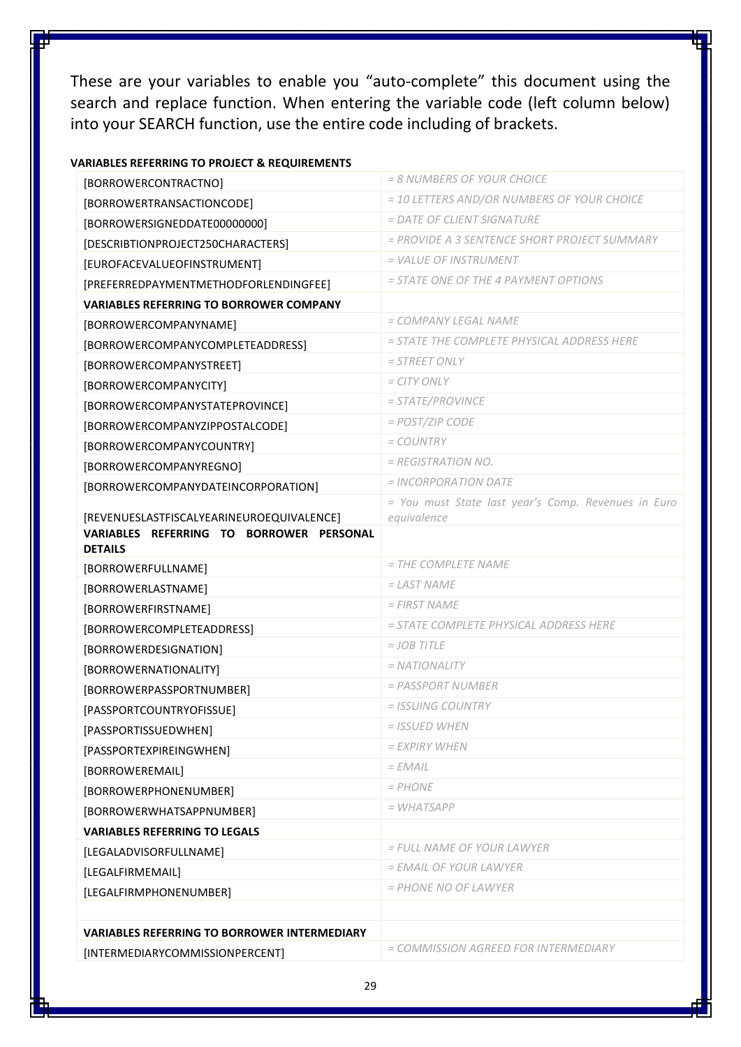These are your variables to enable you "auto-complete" this document using the search and replace function. When entering the variable code (left column below) into your SEARCH function, use the entire code including of brackets.

**VARIABLES REFERRING TO PROJECT & REQUIREMENTS**

| | |
|---|---|
| [BORROWERCONTRACTNO] | *= 8 NUMBERS OF YOUR CHOICE* |
| [BORROWERTRANSACTIONCODE] | *= 10 LETTERS AND/OR NUMBERS OF YOUR CHOICE* |
| [BORROWERSIGNEDDATE00000000] | *= DATE OF CLIENT SIGNATURE* |
| [DESCRIBTIONPROJECT250CHARACTERS] | *= PROVIDE A 3 SENTENCE SHORT PROJECT SUMMARY* |
| [EUROFACEVALUEOFINSTRUMENT] | *= VALUE OF INSTRUMENT* |
| [PREFERREDPAYMENTMETHODFORLENDINGFEE] | *= STATE ONE OF THE 4 PAYMENT OPTIONS* |
| **VARIABLES REFERRING TO BORROWER COMPANY** | |
| [BORROWERCOMPANYNAME] | *= COMPANY LEGAL NAME* |
| [BORROWERCOMPANYCOMPLETEADDRESS] | *= STATE THE COMPLETE PHYSICAL ADDRESS HERE* |
| [BORROWERCOMPANYSTREET] | *= STREET ONLY* |
| [BORROWERCOMPANYCITY] | *= CITY ONLY* |
| [BORROWERCOMPANYSTATEPROVINCE] | *= STATE/PROVINCE* |
| [BORROWERCOMPANYZIPPOSTALCODE] | *= POST/ZIP CODE* |
| [BORROWERCOMPANYCOUNTRY] | *= COUNTRY* |
| [BORROWERCOMPANYREGNO] | *= REGISTRATION NO.* |
| [BORROWERCOMPANYDATEINCORPORATION] | *= INCORPORATION DATE* |
| [REVENUESLASTFISCALYEARINEUROEQUIVALENCE] | *= You must State last year's Comp. Revenues in Euro equivalence* |
| **VARIABLES REFERRING TO BORROWER PERSONAL DETAILS** | |
| [BORROWERFULLNAME] | *= THE COMPLETE NAME* |
| [BORROWERLASTNAME] | *= LAST NAME* |
| [BORROWERFIRSTNAME] | *= FIRST NAME* |
| [BORROWERCOMPLETEADDRESS] | *= STATE COMPLETE PHYSICAL ADDRESS HERE* |
| [BORROWERDESIGNATION] | *= JOB TITLE* |
| [BORROWERNATIONALITY] | *= NATIONALITY* |
| [BORROWERPASSPORTNUMBER] | *= PASSPORT NUMBER* |
| [PASSPORTCOUNTRYOFISSUE] | *= ISSUING COUNTRY* |
| [PASSPORTISSUEDWHEN] | *= ISSUED WHEN* |
| [PASSPORTEXPIREINGWHEN] | *= EXPIRY WHEN* |
| [BORROWEREMAIL] | *= EMAIL* |
| [BORROWERPHONENUMBER] | *= PHONE* |
| [BORROWERWHATSAPPNUMBER] | *= WHATSAPP* |
| **VARIABLES REFERRING TO LEGALS** | |
| [LEGALADVISORFULLNAME] | *= FULL NAME OF YOUR LAWYER* |
| [LEGALFIRMEMAIL] | *= EMAIL OF YOUR LAWYER* |
| [LEGALFIRMPHONENUMBER] | *= PHONE NO OF LAWYER* |
| | |
| **VARIABLES REFERRING TO BORROWER INTERMEDIARY** | |
| [INTERMEDIARYCOMMISSIONPERCENT] | *= COMMISSION AGREED FOR INTERMEDIARY* |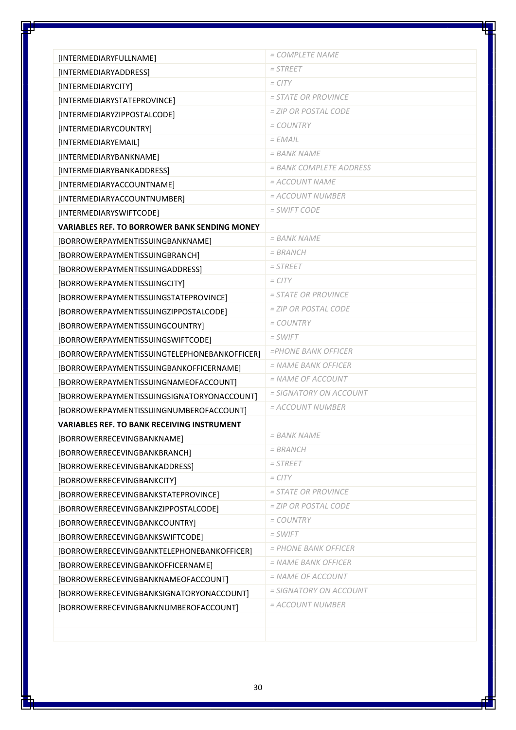| | |
|---|---|
| [INTERMEDIARYFULLNAME] | *= COMPLETE NAME* |
| [INTERMEDIARYADDRESS] | *= STREET* |
| [INTERMEDIARYCITY] | *= CITY* |
| [INTERMEDIARYSTATEPROVINCE] | *= STATE OR PROVINCE* |
| [INTERMEDIARYZIPPOSTALCODE] | *= ZIP OR POSTAL CODE* |
| [INTERMEDIARYCOUNTRY] | *= COUNTRY* |
| [INTERMEDIARYEMAIL] | *= EMAIL* |
| [INTERMEDIARYBANKNAME] | *= BANK NAME* |
| [INTERMEDIARYBANKADDRESS] | *= BANK COMPLETE ADDRESS* |
| [INTERMEDIARYACCOUNTNAME] | *= ACCOUNT NAME* |
| [INTERMEDIARYACCOUNTNUMBER] | *= ACCOUNT NUMBER* |
| [INTERMEDIARYSWIFTCODE] | *= SWIFT CODE* |
| **VARIABLES REF. TO BORROWER BANK SENDING MONEY** | |
| [BORROWERPAYMENTISSUINGBANKNAME] | *= BANK NAME* |
| [BORROWERPAYMENTISSUINGBRANCH] | *= BRANCH* |
| [BORROWERPAYMENTISSUINGADDRESS] | *= STREET* |
| [BORROWERPAYMENTISSUINGCITY] | *= CITY* |
| [BORROWERPAYMENTISSUINGSTATEPROVINCE] | *= STATE OR PROVINCE* |
| [BORROWERPAYMENTISSUINGZIPPOSTALCODE] | *= ZIP OR POSTAL CODE* |
| [BORROWERPAYMENTISSUINGCOUNTRY] | *= COUNTRY* |
| [BORROWERPAYMENTISSUINGSWIFTCODE] | *= SWIFT* |
| [BORROWERPAYMENTISSUINGTELEPHONEBANKOFFICER] | *=PHONE BANK OFFICER* |
| [BORROWERPAYMENTISSUINGBANKOFFICERNAME] | *= NAME BANK OFFICER* |
| [BORROWERPAYMENTISSUINGNAMEOFACCOUNT] | *= NAME OF ACCOUNT* |
| [BORROWERPAYMENTISSUINGSIGNATORYONACCOUNT] | *= SIGNATORY ON ACCOUNT* |
| [BORROWERPAYMENTISSUINGNUMBEROFACCOUNT] | *= ACCOUNT NUMBER* |
| **VARIABLES REF. TO BANK RECEIVING INSTRUMENT** | |
| [BORROWERRECEVINGBANKNAME] | *= BANK NAME* |
| [BORROWERRECEVINGBANKBRANCH] | *= BRANCH* |
| [BORROWERRECEVINGBANKADDRESS] | *= STREET* |
| [BORROWERRECEVINGBANKCITY] | *= CITY* |
| [BORROWERRECEVINGBANKSTATEPROVINCE] | *= STATE OR PROVINCE* |
| [BORROWERRECEVINGBANKZIPPOSTALCODE] | *= ZIP OR POSTAL CODE* |
| [BORROWERRECEVINGBANKCOUNTRY] | *= COUNTRY* |
| [BORROWERRECEVINGBANKSWIFTCODE] | *= SWIFT* |
| [BORROWERRECEVINGBANKTELEPHONEBANKOFFICER] | *= PHONE BANK OFFICER* |
| [BORROWERRECEVINGBANKOFFICERNAME] | *= NAME BANK OFFICER* |
| [BORROWERRECEVINGBANKNAMEOFACCOUNT] | *= NAME OF ACCOUNT* |
| [BORROWERRECEVINGBANKSIGNATORYONACCOUNT] | *= SIGNATORY ON ACCOUNT* |
| [BORROWERRECEVINGBANKNUMBEROFACCOUNT] | *= ACCOUNT NUMBER* |
| | |
| | |